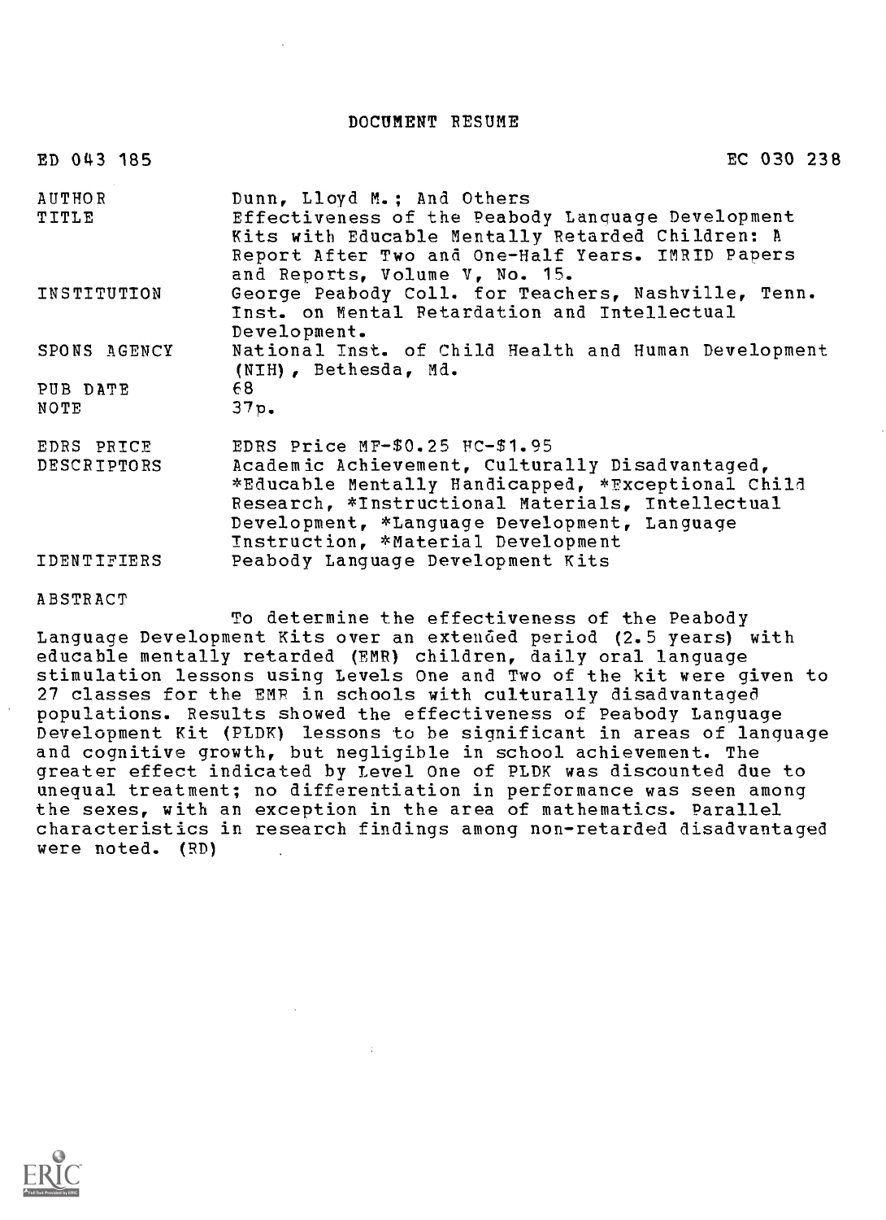# DOCUMENT RESUME

| | |
|---|---|
| ED 043 185 | EC 030 238 |
| AUTHOR | Dunn, Lloyd M.; And Others |
| TITLE | Effectiveness of the Peabody Language Development Kits with Educable Mentally Retarded Children: A Report After Two and One-Half Years. IMRID Papers and Reports, Volume V, No. 15. |
| INSTITUTION | George Peabody Coll. for Teachers, Nashville, Tenn. Inst. on Mental Retardation and Intellectual Development. |
| SPONS AGENCY | National Inst. of Child Health and Human Development (NIH), Bethesda, Md. |
| PUB DATE | 68 |
| NOTE | 37p. |
| EDRS PRICE | EDRS Price MF-$0.25 HC-$1.95 |
| DESCRIPTORS | Academic Achievement, Culturally Disadvantaged, *Educable Mentally Handicapped, *Exceptional Child Research, *Instructional Materials, Intellectual Development, *Language Development, Language Instruction, *Material Development |
| IDENTIFIERS | Peabody Language Development Kits |

ABSTRACT

To determine the effectiveness of the Peabody Language Development Kits over an extended period (2.5 years) with educable mentally retarded (EMR) children, daily oral language stimulation lessons using Levels One and Two of the kit were given to 27 classes for the EMR in schools with culturally disadvantaged populations. Results showed the effectiveness of Peabody Language Development Kit (PLDK) lessons to be significant in areas of language and cognitive growth, but negligible in school achievement. The greater effect indicated by Level One of PLDK was discounted due to unequal treatment; no differentiation in performance was seen among the sexes, with an exception in the area of mathematics. Parallel characteristics in research findings among non-retarded disadvantaged were noted. (RD)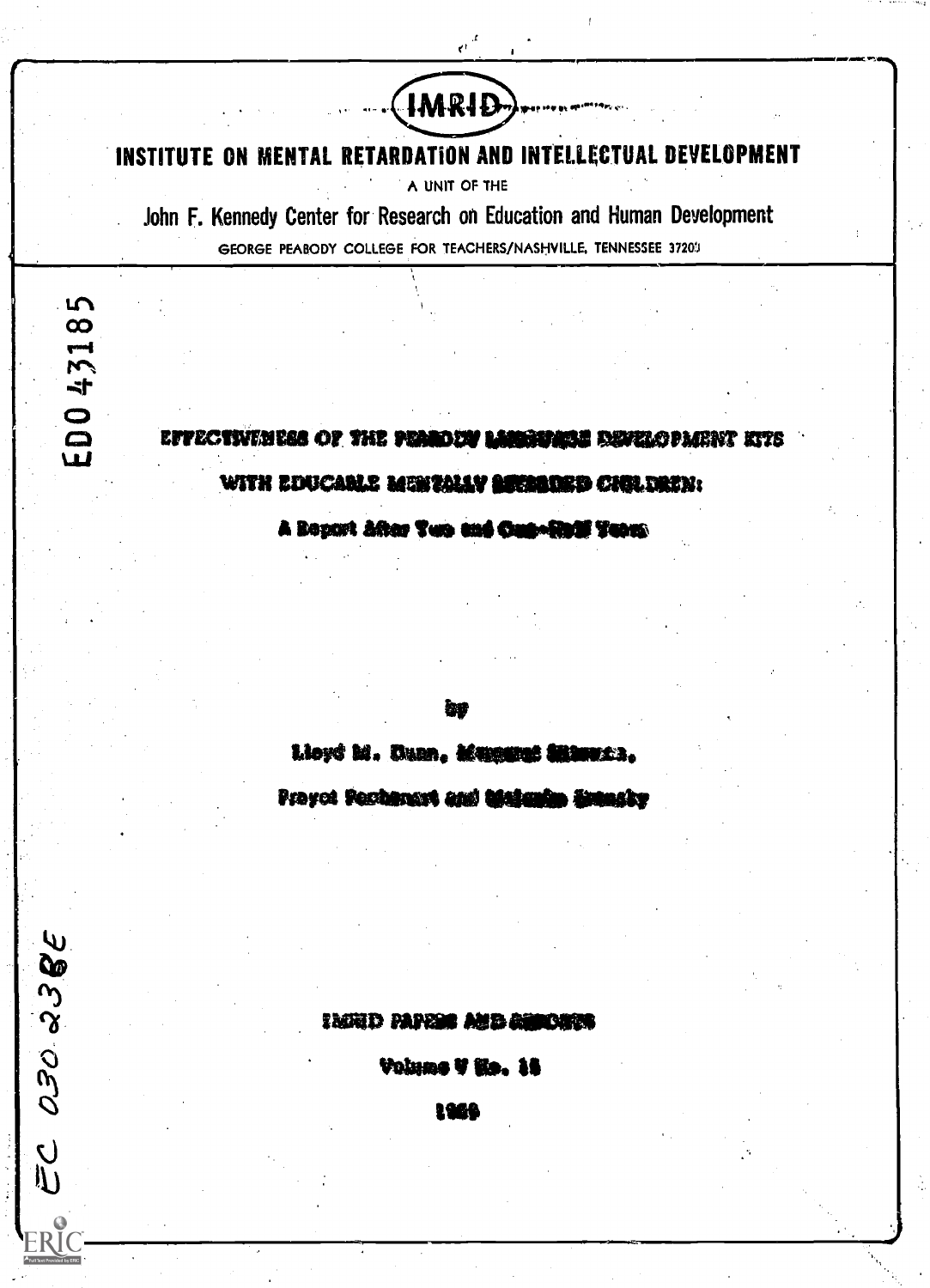# IMRID

## INSTITUTE ON MENTAL RETARDATION AND INTELLECTUAL DEVELOPMENT

A UNIT OF THE

John F. Kennedy Center for Research on Education and Human Development

GEORGE PEABODY COLLEGE FOR TEACHERS/NASHVILLE, TENNESSEE 37203

ED0 43185

# EFFECTIVENESS OF THE PEABODY LANGUAGE DEVELOPMENT KITS WITH EDUCABLE MENTALLY RETARDED CHILDREN:

## A Report After Two and One-Half Years

by

Lloyd M. Dunn, Margaret Nitzman,

Proyot Pochanart and Malcolm Bransky

IMRID PAPERS AND REPORTS

Volume V No. 18

1969

EC 030 238E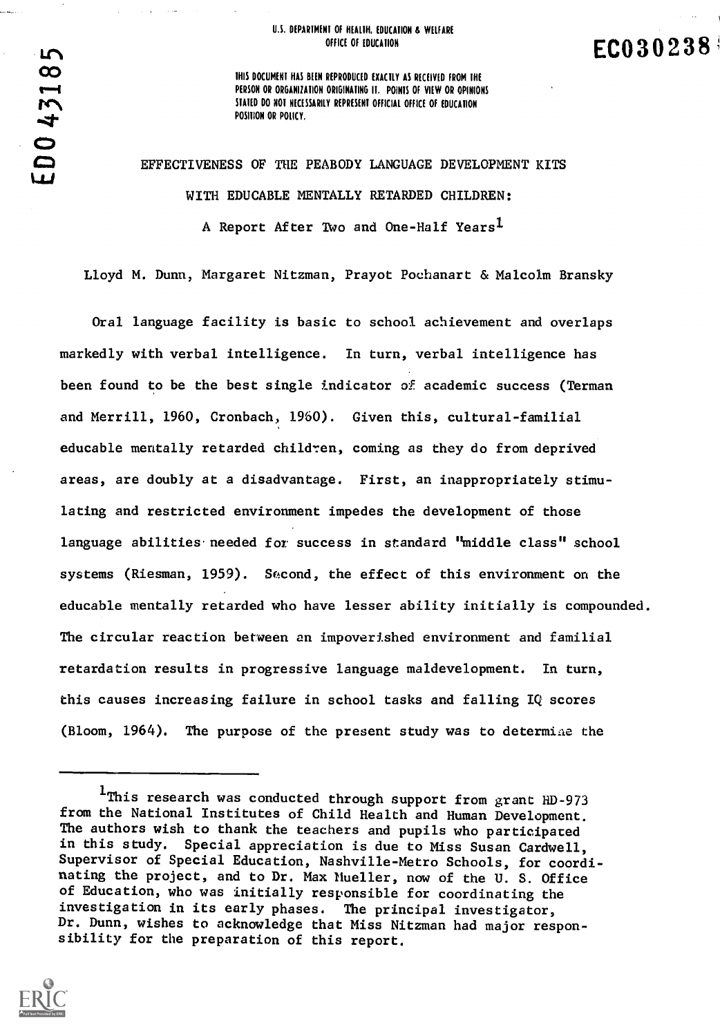U.S. DEPARTMENT OF HEALTH, EDUCATION & WELFARE
OFFICE OF EDUCATION

EC030238

ED043185

THIS DOCUMENT HAS BEEN REPRODUCED EXACTLY AS RECEIVED FROM THE PERSON OR ORGANIZATION ORIGINATING IT. POINTS OF VIEW OR OPINIONS STATED DO NOT NECESSARILY REPRESENT OFFICIAL OFFICE OF EDUCATION POSITION OR POLICY.

# EFFECTIVENESS OF THE PEABODY LANGUAGE DEVELOPMENT KITS WITH EDUCABLE MENTALLY RETARDED CHILDREN: A Report After Two and One-Half Years[1]

Lloyd M. Dunn, Margaret Nitzman, Prayot Pochanart & Malcolm Bransky

Oral language facility is basic to school achievement and overlaps markedly with verbal intelligence. In turn, verbal intelligence has been found to be the best single indicator of academic success (Terman and Merrill, 1960, Cronbach, 1960). Given this, cultural-familial educable mentally retarded children, coming as they do from deprived areas, are doubly at a disadvantage. First, an inappropriately stimulating and restricted environment impedes the development of those language abilities needed for success in standard "middle class" school systems (Riesman, 1959). Second, the effect of this environment on the educable mentally retarded who have lesser ability initially is compounded. The circular reaction between an impoverished environment and familial retardation results in progressive language maldevelopment. In turn, this causes increasing failure in school tasks and falling IQ scores (Bloom, 1964). The purpose of the present study was to determine the

---

[1] This research was conducted through support from grant HD-973 from the National Institutes of Child Health and Human Development. The authors wish to thank the teachers and pupils who participated in this study. Special appreciation is due to Miss Susan Cardwell, Supervisor of Special Education, Nashville-Metro Schools, for coordinating the project, and to Dr. Max Mueller, now of the U. S. Office of Education, who was initially responsible for coordinating the investigation in its early phases. The principal investigator, Dr. Dunn, wishes to acknowledge that Miss Nitzman had major responsibility for the preparation of this report.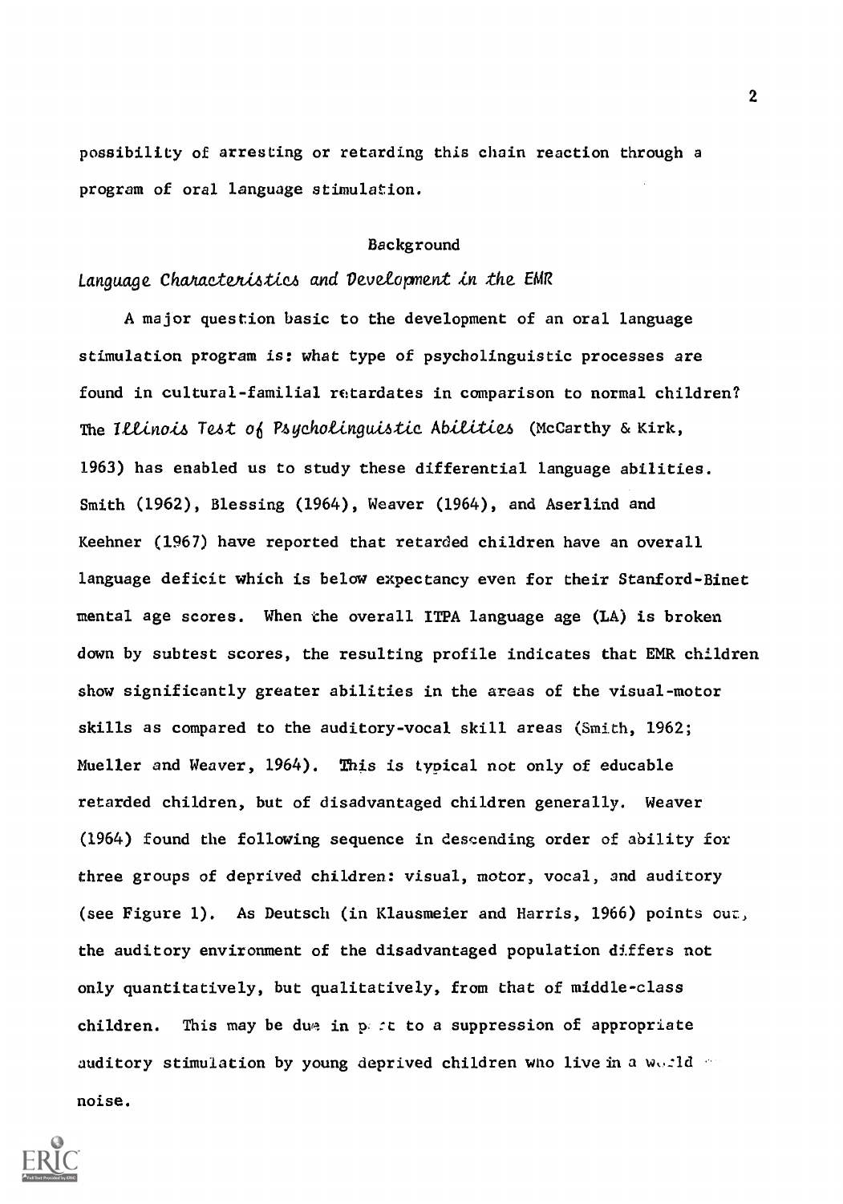possibility of arresting or retarding this chain reaction through a program of oral language stimulation.

## Background

### *Language Characteristics and Development in the EMR*

A major question basic to the development of an oral language stimulation program is: what type of psycholinguistic processes are found in cultural-familial retardates in comparison to normal children? The *Illinois Test of Psycholinguistic Abilities* (McCarthy & Kirk, 1963) has enabled us to study these differential language abilities. Smith (1962), Blessing (1964), Weaver (1964), and Aserlind and Keehner (1967) have reported that retarded children have an overall language deficit which is below expectancy even for their Stanford-Binet mental age scores. When the overall ITPA language age (LA) is broken down by subtest scores, the resulting profile indicates that EMR children show significantly greater abilities in the areas of the visual-motor skills as compared to the auditory-vocal skill areas (Smith, 1962; Mueller and Weaver, 1964). This is typical not only of educable retarded children, but of disadvantaged children generally. Weaver (1964) found the following sequence in descending order of ability for three groups of deprived children: visual, motor, vocal, and auditory (see Figure 1). As Deutsch (in Klausmeier and Harris, 1966) points out, the auditory environment of the disadvantaged population differs not only quantitatively, but qualitatively, from that of middle-class children. This may be due in part to a suppression of appropriate auditory stimulation by young deprived children who live in a world of noise.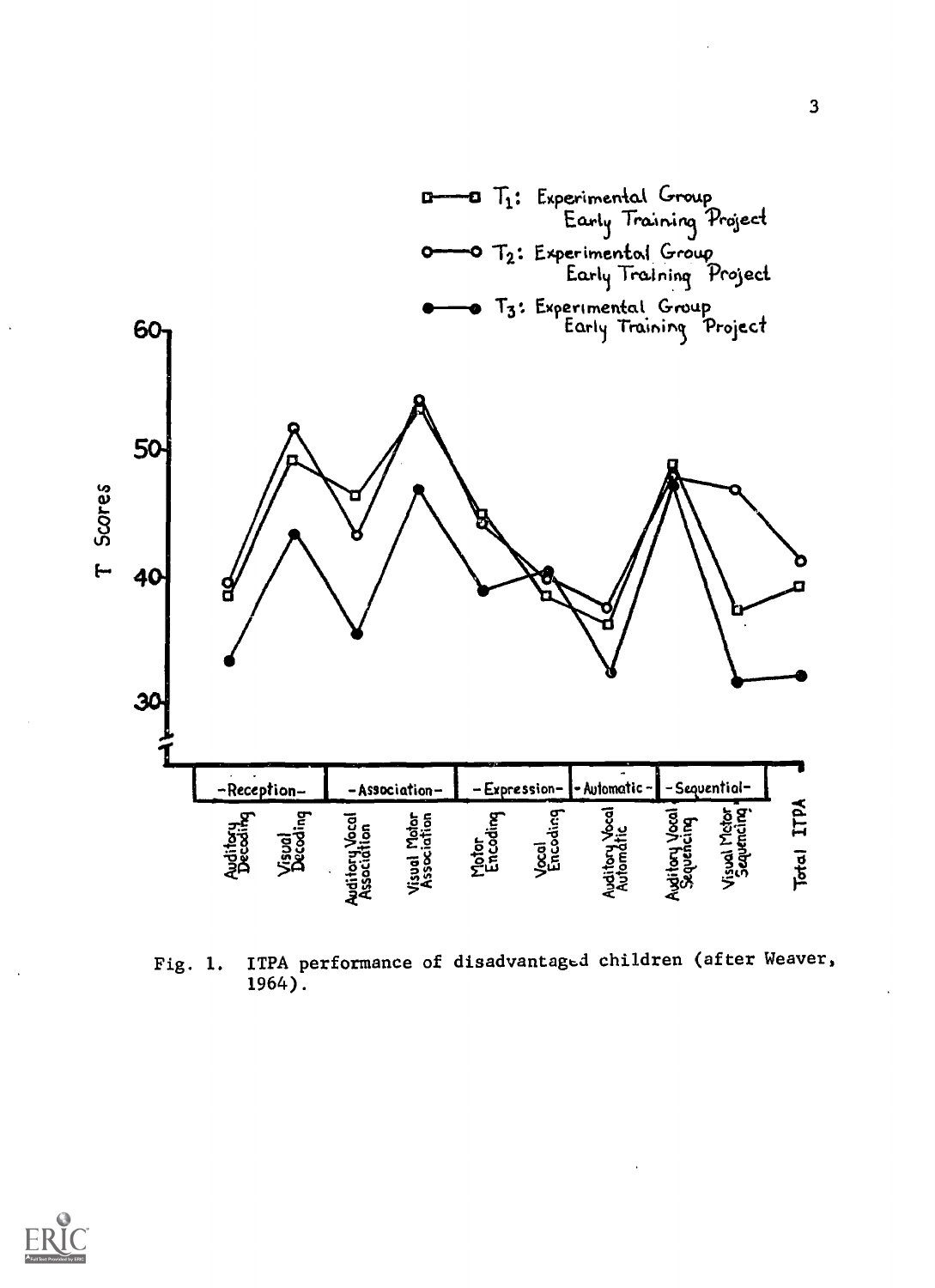Fig. 1. ITPA performance of disadvantaged children (after Weaver, 1964).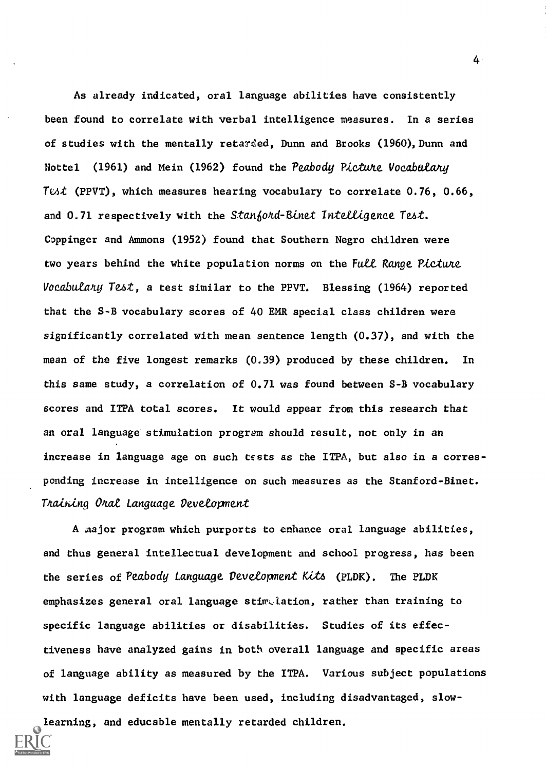As already indicated, oral language abilities have consistently been found to correlate with verbal intelligence measures. In a series of studies with the mentally retarded, Dunn and Brooks (1960), Dunn and Hottel (1961) and Mein (1962) found the *Peabody Picture Vocabulary Test* (PPVT), which measures hearing vocabulary to correlate 0.76, 0.66, and 0.71 respectively with the *Stanford-Binet Intelligence Test*. Coppinger and Ammons (1952) found that Southern Negro children were two years behind the white population norms on the *Full Range Picture Vocabulary Test*, a test similar to the PPVT. Blessing (1964) reported that the S-B vocabulary scores of 40 EMR special class children were significantly correlated with mean sentence length (0.37), and with the mean of the five longest remarks (0.39) produced by these children. In this same study, a correlation of 0.71 was found between S-B vocabulary scores and ITPA total scores. It would appear from this research that an oral language stimulation program should result, not only in an increase in language age on such tests as the ITPA, but also in a corresponding increase in intelligence on such measures as the Stanford-Binet.

### *Training Oral Language Development*

A major program which purports to enhance oral language abilities, and thus general intellectual development and school progress, has been the series of *Peabody Language Development Kits* (PLDK). The PLDK emphasizes general oral language stimulation, rather than training to specific language abilities or disabilities. Studies of its effectiveness have analyzed gains in both overall language and specific areas of language ability as measured by the ITPA. Various subject populations with language deficits have been used, including disadvantaged, slow-learning, and educable mentally retarded children.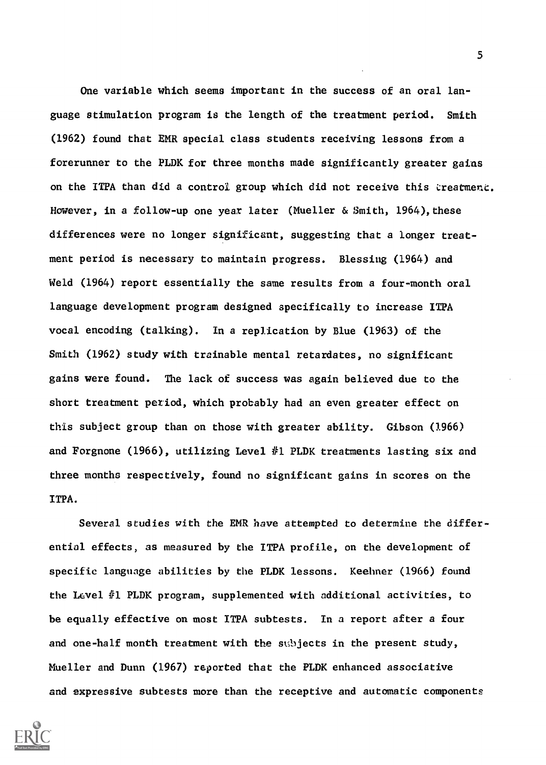One variable which seems important in the success of an oral language stimulation program is the length of the treatment period. Smith (1962) found that EMR special class students receiving lessons from a forerunner to the PLDK for three months made significantly greater gains on the ITPA than did a control group which did not receive this treatment. However, in a follow-up one year later (Mueller & Smith, 1964), these differences were no longer significant, suggesting that a longer treatment period is necessary to maintain progress. Blessing (1964) and Weld (1964) report essentially the same results from a four-month oral language development program designed specifically to increase ITPA vocal encoding (talking). In a replication by Blue (1963) of the Smith (1962) study with trainable mental retardates, no significant gains were found. The lack of success was again believed due to the short treatment period, which probably had an even greater effect on this subject group than on those with greater ability. Gibson (1966) and Forgnone (1966), utilizing Level #1 PLDK treatments lasting six and three months respectively, found no significant gains in scores on the ITPA.

Several studies with the EMR have attempted to determine the differential effects, as measured by the ITPA profile, on the development of specific language abilities by the PLDK lessons. Keehner (1966) found the Level #1 PLDK program, supplemented with additional activities, to be equally effective on most ITPA subtests. In a report after a four and one-half month treatment with the subjects in the present study, Mueller and Dunn (1967) reported that the PLDK enhanced associative and expressive subtests more than the receptive and automatic components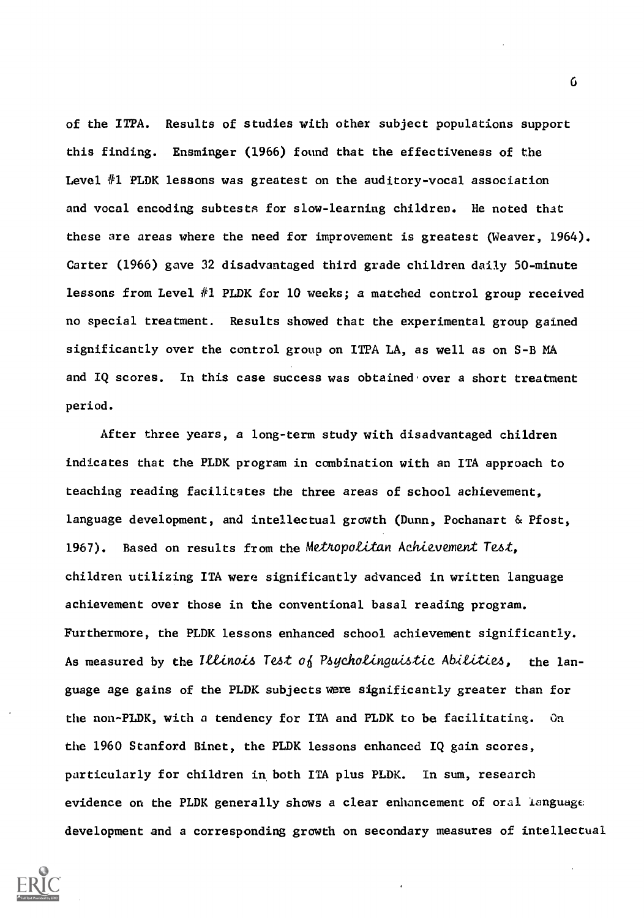of the ITPA. Results of studies with other subject populations support this finding. Ensminger (1966) found that the effectiveness of the Level #1 PLDK lessons was greatest on the auditory-vocal association and vocal encoding subtests for slow-learning children. He noted that these are areas where the need for improvement is greatest (Weaver, 1964). Carter (1966) gave 32 disadvantaged third grade children daily 50-minute lessons from Level #1 PLDK for 10 weeks; a matched control group received no special treatment. Results showed that the experimental group gained significantly over the control group on ITPA LA, as well as on S-B MA and IQ scores. In this case success was obtained over a short treatment period.

After three years, a long-term study with disadvantaged children indicates that the PLDK program in combination with an ITA approach to teaching reading facilitates the three areas of school achievement, language development, and intellectual growth (Dunn, Pochanart & Pfost, 1967). Based on results from the *Metropolitan Achievement Test*, children utilizing ITA were significantly advanced in written language achievement over those in the conventional basal reading program. Furthermore, the PLDK lessons enhanced school achievement significantly. As measured by the *Illinois Test of Psycholinguistic Abilities*, the language age gains of the PLDK subjects were significantly greater than for the non-PLDK, with a tendency for ITA and PLDK to be facilitating. On the 1960 Stanford Binet, the PLDK lessons enhanced IQ gain scores, particularly for children in both ITA plus PLDK. In sum, research evidence on the PLDK generally shows a clear enhancement of oral language development and a corresponding growth on secondary measures of intellectual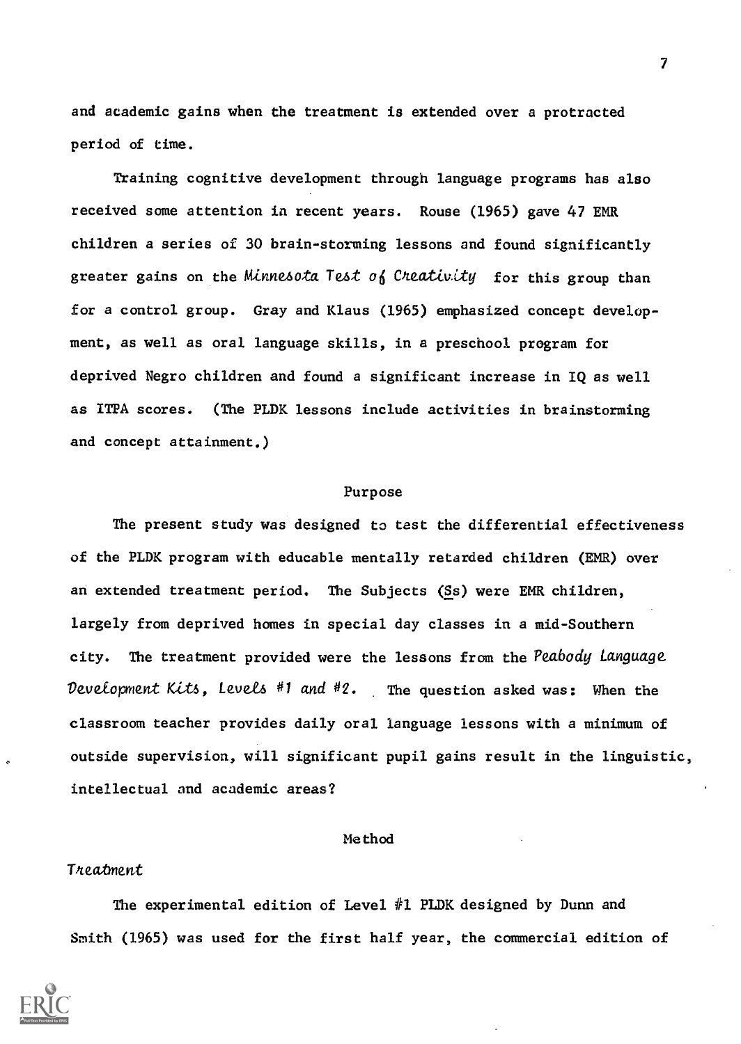and academic gains when the treatment is extended over a protracted period of time.

Training cognitive development through language programs has also received some attention in recent years. Rouse (1965) gave 47 EMR children a series of 30 brain-storming lessons and found significantly greater gains on the *Minnesota Test of Creativity* for this group than for a control group. Gray and Klaus (1965) emphasized concept development, as well as oral language skills, in a preschool program for deprived Negro children and found a significant increase in IQ as well as ITPA scores. (The PLDK lessons include activities in brainstorming and concept attainment.)

## Purpose

The present study was designed to test the differential effectiveness of the PLDK program with educable mentally retarded children (EMR) over an extended treatment period. The Subjects (Ss) were EMR children, largely from deprived homes in special day classes in a mid-Southern city. The treatment provided were the lessons from the *Peabody Language Development Kits, Levels #1 and #2.* The question asked was: When the classroom teacher provides daily oral language lessons with a minimum of outside supervision, will significant pupil gains result in the linguistic, intellectual and academic areas?

## Method

### *Treatment*

The experimental edition of Level #1 PLDK designed by Dunn and Smith (1965) was used for the first half year, the commercial edition of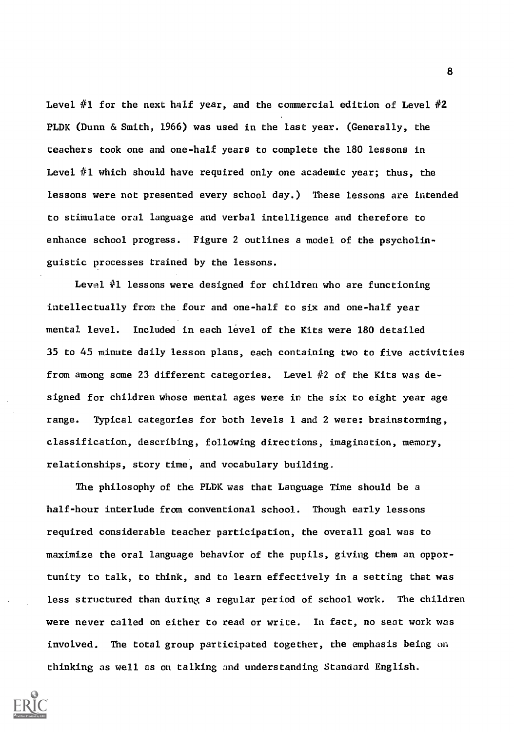Level #1 for the next half year, and the commercial edition of Level #2 PLDK (Dunn & Smith, 1966) was used in the last year. (Generally, the teachers took one and one-half years to complete the 180 lessons in Level #1 which should have required only one academic year; thus, the lessons were not presented every school day.) These lessons are intended to stimulate oral language and verbal intelligence and therefore to enhance school progress. Figure 2 outlines a model of the psycholinguistic processes trained by the lessons.

Level #1 lessons were designed for children who are functioning intellectually from the four and one-half to six and one-half year mental level. Included in each level of the Kits were 180 detailed 35 to 45 minute daily lesson plans, each containing two to five activities from among some 23 different categories. Level #2 of the Kits was designed for children whose mental ages were in the six to eight year age range. Typical categories for both levels 1 and 2 were: brainstorming, classification, describing, following directions, imagination, memory, relationships, story time, and vocabulary building.

The philosophy of the PLDK was that Language Time should be a half-hour interlude from conventional school. Though early lessons required considerable teacher participation, the overall goal was to maximize the oral language behavior of the pupils, giving them an opportunity to talk, to think, and to learn effectively in a setting that was less structured than during a regular period of school work. The children were never called on either to read or write. In fact, no seat work was involved. The total group participated together, the emphasis being on thinking as well as on talking and understanding Standard English.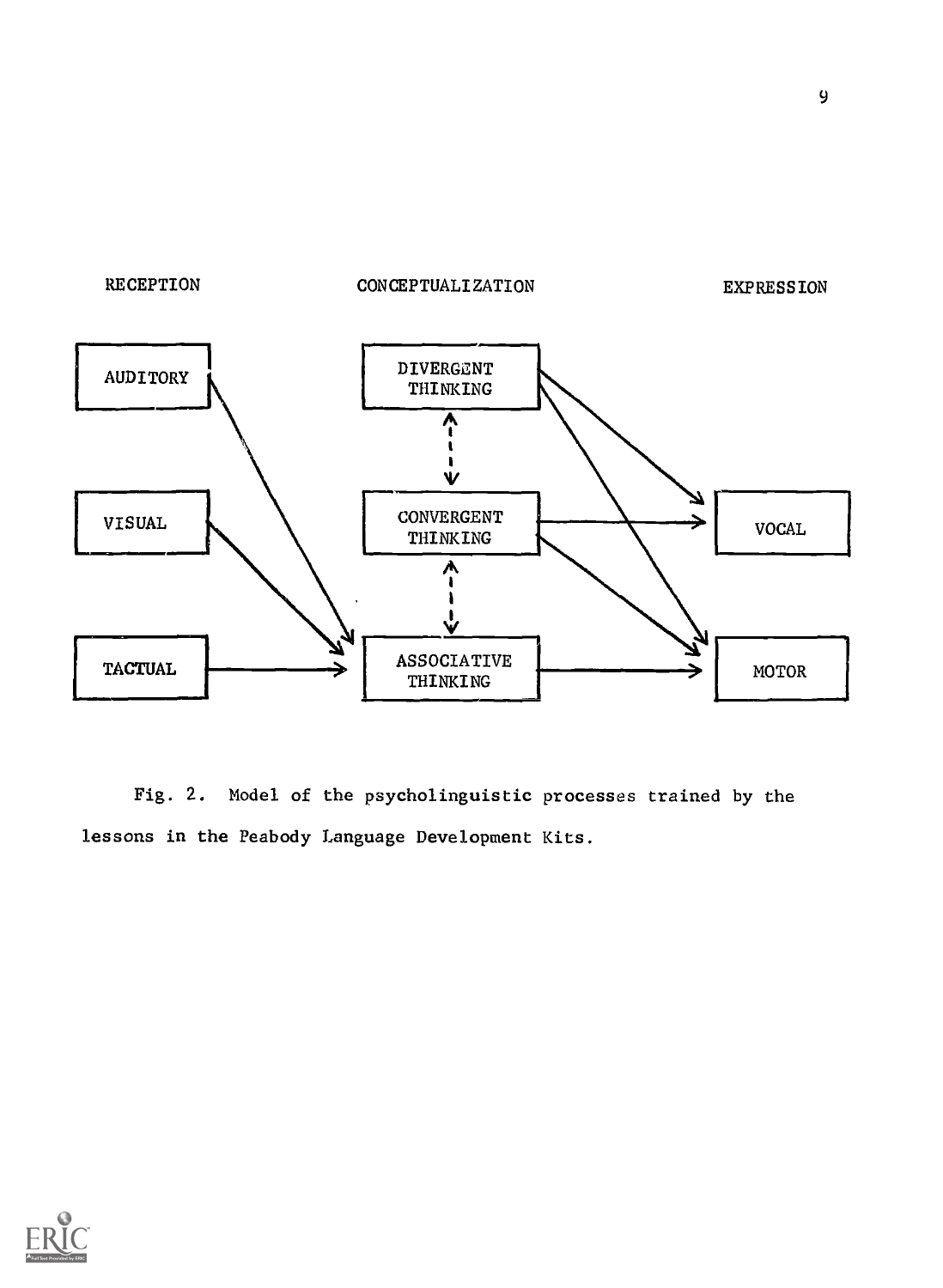RECEPTION

CONCEPTUALIZATION

EXPRESSION

AUDITORY

VISUAL

TACTUAL

DIVERGENT THINKING

CONVERGENT THINKING

ASSOCIATIVE THINKING

VOCAL

MOTOR

Fig. 2. Model of the psycholinguistic processes trained by the lessons in the Peabody Language Development Kits.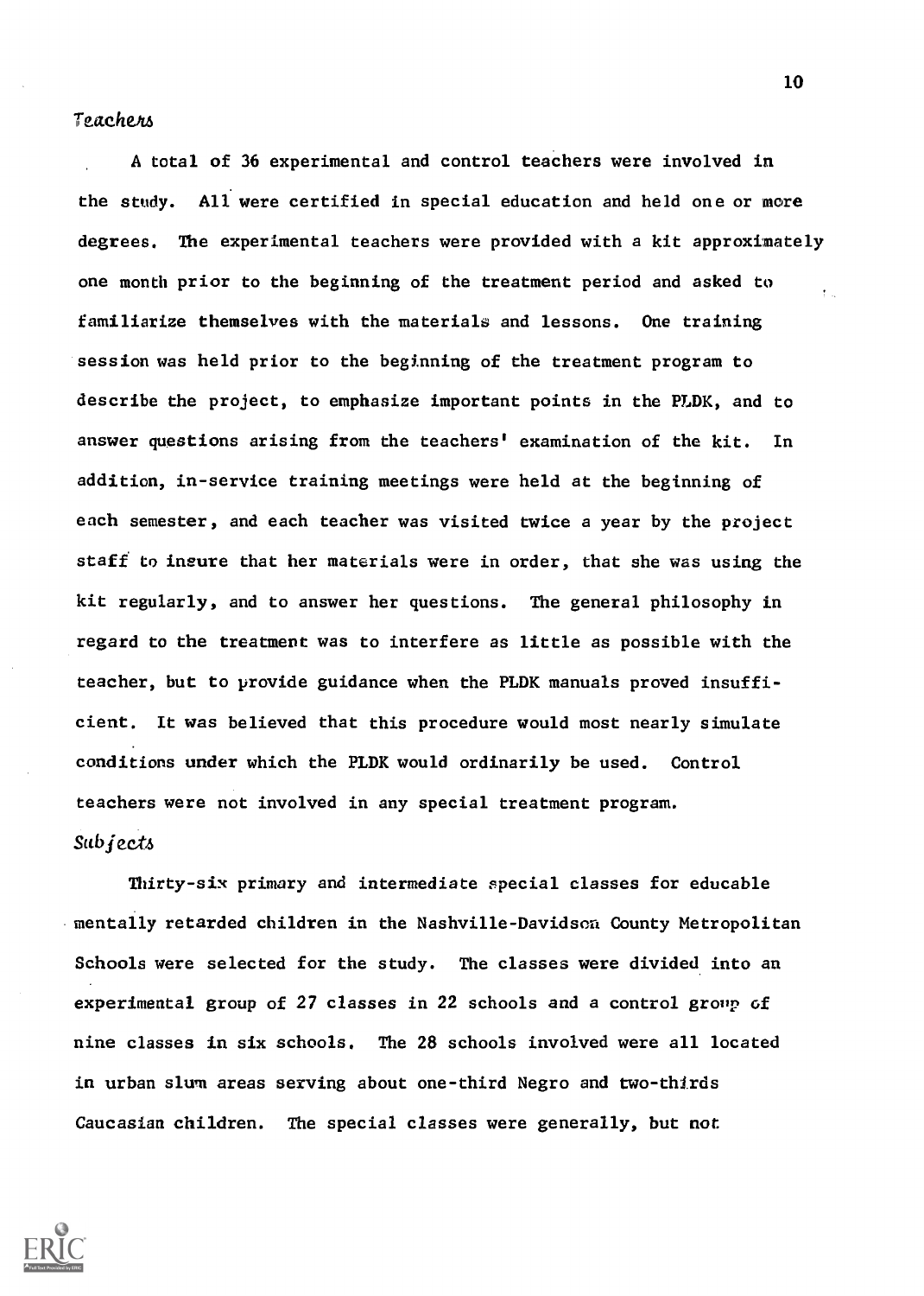### *Teachers*

A total of 36 experimental and control teachers were involved in the study. All were certified in special education and held one or more degrees. The experimental teachers were provided with a kit approximately one month prior to the beginning of the treatment period and asked to familiarize themselves with the materials and lessons. One training session was held prior to the beginning of the treatment program to describe the project, to emphasize important points in the PLDK, and to answer questions arising from the teachers' examination of the kit. In addition, in-service training meetings were held at the beginning of each semester, and each teacher was visited twice a year by the project staff to insure that her materials were in order, that she was using the kit regularly, and to answer her questions. The general philosophy in regard to the treatment was to interfere as little as possible with the teacher, but to provide guidance when the PLDK manuals proved insufficient. It was believed that this procedure would most nearly simulate conditions under which the PLDK would ordinarily be used. Control teachers were not involved in any special treatment program.

### *Subjects*

Thirty-six primary and intermediate special classes for educable mentally retarded children in the Nashville-Davidson County Metropolitan Schools were selected for the study. The classes were divided into an experimental group of 27 classes in 22 schools and a control group of nine classes in six schools. The 28 schools involved were all located in urban slum areas serving about one-third Negro and two-thirds Caucasian children. The special classes were generally, but not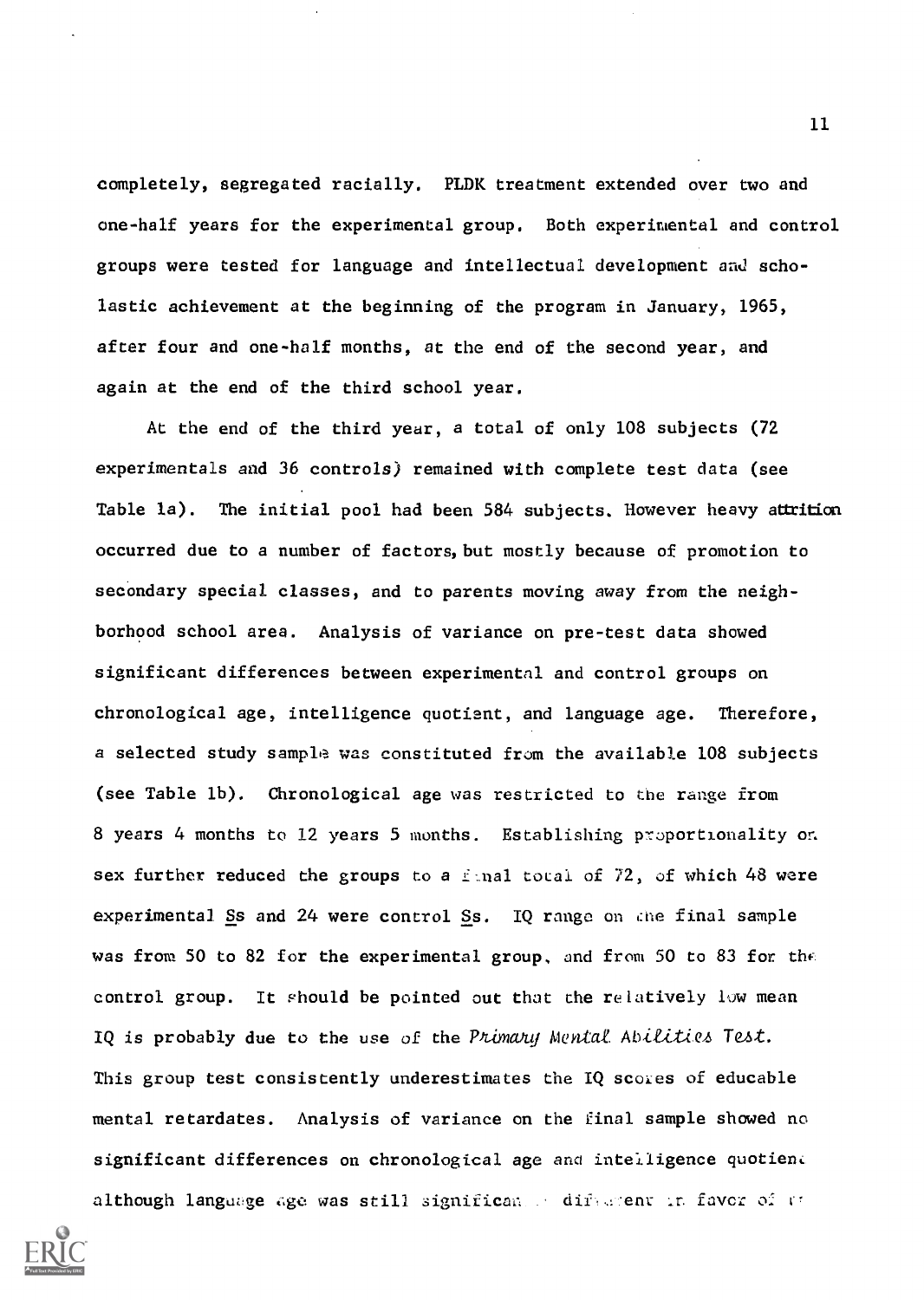completely, segregated racially. PLDK treatment extended over two and one-half years for the experimental group. Both experimental and control groups were tested for language and intellectual development and scholastic achievement at the beginning of the program in January, 1965, after four and one-half months, at the end of the second year, and again at the end of the third school year.

At the end of the third year, a total of only 108 subjects (72 experimentals and 36 controls) remained with complete test data (see Table 1a). The initial pool had been 584 subjects. However heavy attrition occurred due to a number of factors, but mostly because of promotion to secondary special classes, and to parents moving away from the neighborhood school area. Analysis of variance on pre-test data showed significant differences between experimental and control groups on chronological age, intelligence quotient, and language age. Therefore, a selected study sample was constituted from the available 108 subjects (see Table 1b). Chronological age was restricted to the range from 8 years 4 months to 12 years 5 months. Establishing proportionality on sex further reduced the groups to a final total of 72, of which 48 were experimental Ss and 24 were control Ss. IQ range on the final sample was from 50 to 82 for the experimental group, and from 50 to 83 for the control group. It should be pointed out that the relatively low mean IQ is probably due to the use of the *Primary Mental Abilities Test.* This group test consistently underestimates the IQ scores of educable mental retardates. Analysis of variance on the final sample showed no significant differences on chronological age and intelligence quotient although language age was still significantly different in favor of the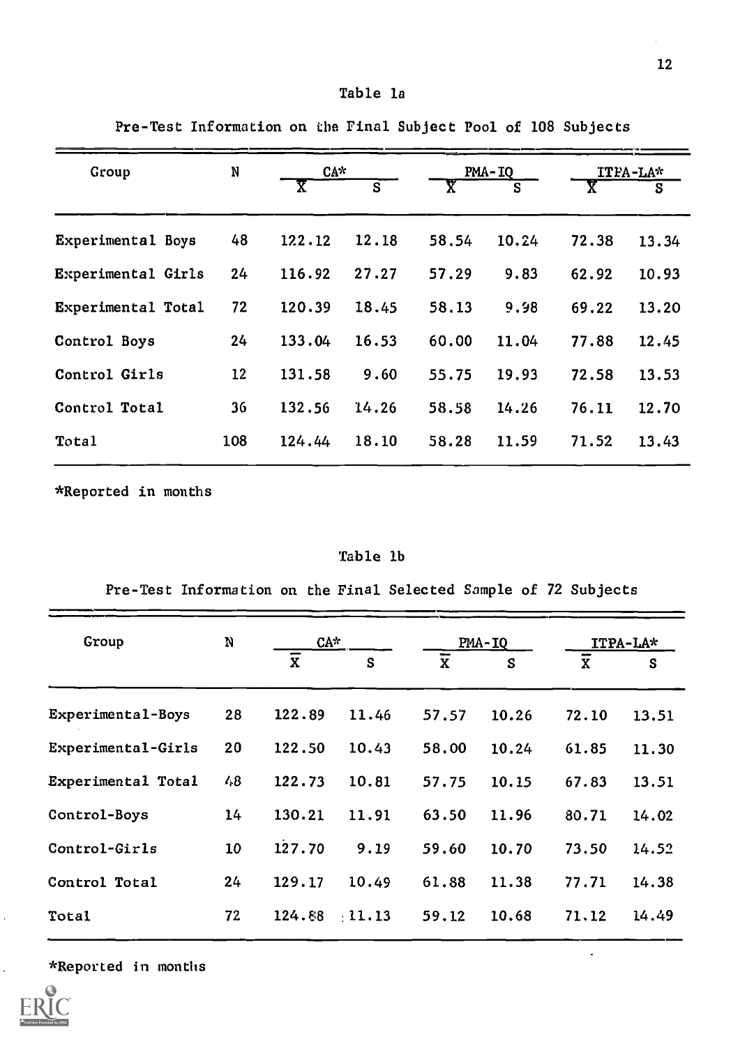Table 1a

Pre-Test Information on the Final Subject Pool of 108 Subjects

| Group | N | CA* | | PMA-IQ | | ITPA-LA* | |
|---|---|---|---|---|---|---|---|
| | | $\overline{X}$ | S | $\overline{X}$ | S | $\overline{X}$ | S |
| Experimental Boys | 48 | 122.12 | 12.18 | 58.54 | 10.24 | 72.38 | 13.34 |
| Experimental Girls | 24 | 116.92 | 27.27 | 57.29 | 9.83 | 62.92 | 10.93 |
| Experimental Total | 72 | 120.39 | 18.45 | 58.13 | 9.98 | 69.22 | 13.20 |
| Control Boys | 24 | 133.04 | 16.53 | 60.00 | 11.04 | 77.88 | 12.45 |
| Control Girls | 12 | 131.58 | 9.60 | 55.75 | 19.93 | 72.58 | 13.53 |
| Control Total | 36 | 132.56 | 14.26 | 58.58 | 14.26 | 76.11 | 12.70 |
| Total | 108 | 124.44 | 18.10 | 58.28 | 11.59 | 71.52 | 13.43 |

*Reported in months

Table 1b

Pre-Test Information on the Final Selected Sample of 72 Subjects

| Group | N | CA* | | PMA-IQ | | ITPA-LA* | |
|---|---|---|---|---|---|---|---|
| | | $\overline{X}$ | S | $\overline{X}$ | S | $\overline{X}$ | S |
| Experimental-Boys | 28 | 122.89 | 11.46 | 57.57 | 10.26 | 72.10 | 13.51 |
| Experimental-Girls | 20 | 122.50 | 10.43 | 58.00 | 10.24 | 61.85 | 11.30 |
| Experimental Total | 48 | 122.73 | 10.81 | 57.75 | 10.15 | 67.83 | 13.51 |
| Control-Boys | 14 | 130.21 | 11.91 | 63.50 | 11.96 | 80.71 | 14.02 |
| Control-Girls | 10 | 127.70 | 9.19 | 59.60 | 10.70 | 73.50 | 14.52 |
| Control Total | 24 | 129.17 | 10.49 | 61.88 | 11.38 | 77.71 | 14.38 |
| Total | 72 | 124.88 | 11.13 | 59.12 | 10.68 | 71.12 | 14.49 |

*Reported in months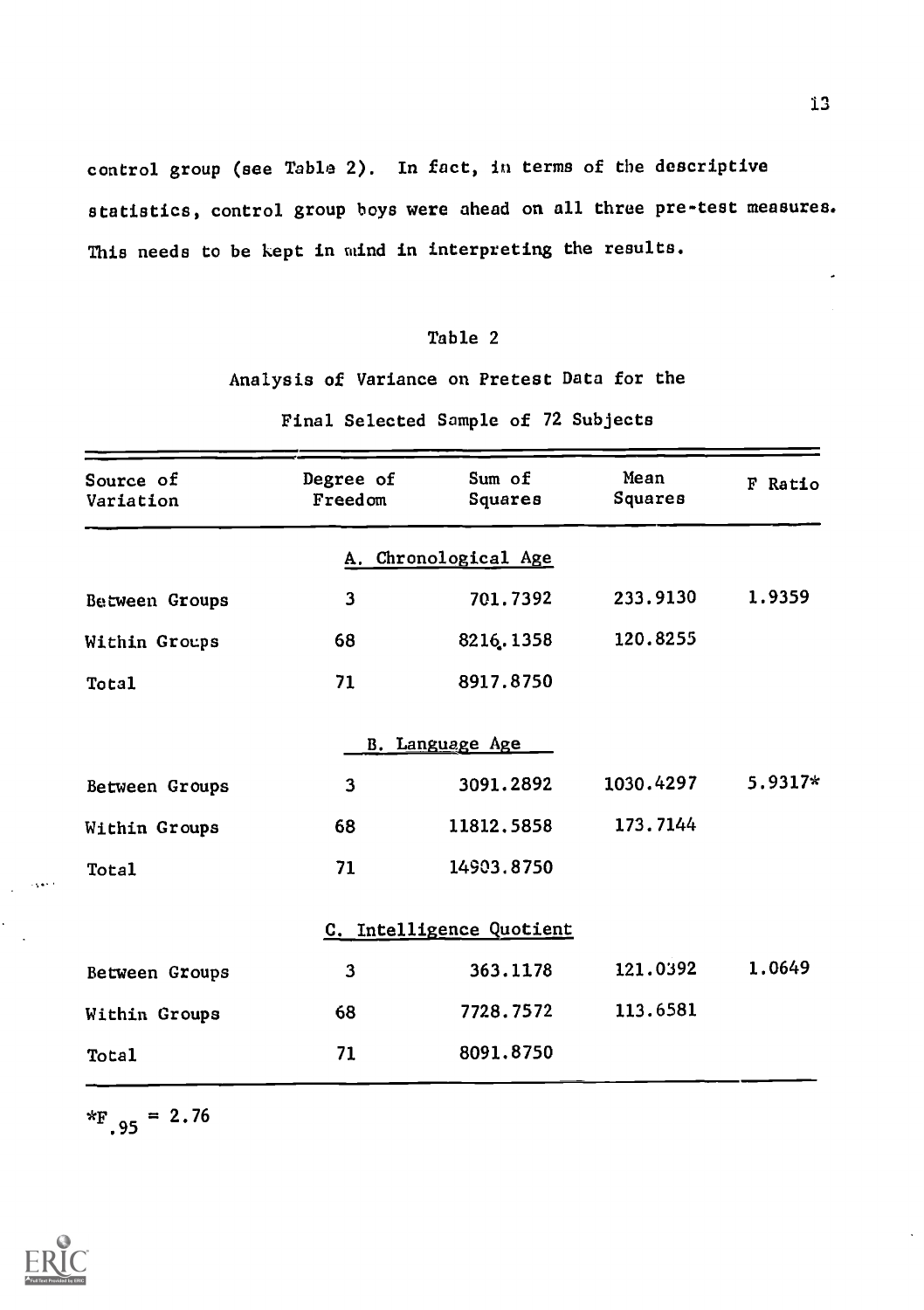control group (see Table 2). In fact, in terms of the descriptive statistics, control group boys were ahead on all three pre-test measures. This needs to be kept in mind in interpreting the results.

Table 2

Analysis of Variance on Pretest Data for the Final Selected Sample of 72 Subjects

| Source of Variation | Degree of Freedom | Sum of Squares | Mean Squares | F Ratio |
|---|---|---|---|---|
| | | A. Chronological Age | | |
| Between Groups | 3 | 701.7392 | 233.9130 | 1.9359 |
| Within Groups | 68 | 8216.1358 | 120.8255 | |
| Total | 71 | 8917.8750 | | |
| | | B. Language Age | | |
| Between Groups | 3 | 3091.2892 | 1030.4297 | 5.9317* |
| Within Groups | 68 | 11812.5858 | 173.7144 | |
| Total | 71 | 14903.8750 | | |
| | | C. Intelligence Quotient | | |
| Between Groups | 3 | 363.1178 | 121.0392 | 1.0649 |
| Within Groups | 68 | 7728.7572 | 113.6581 | |
| Total | 71 | 8091.8750 | | |

*$F_{.95} = 2.76$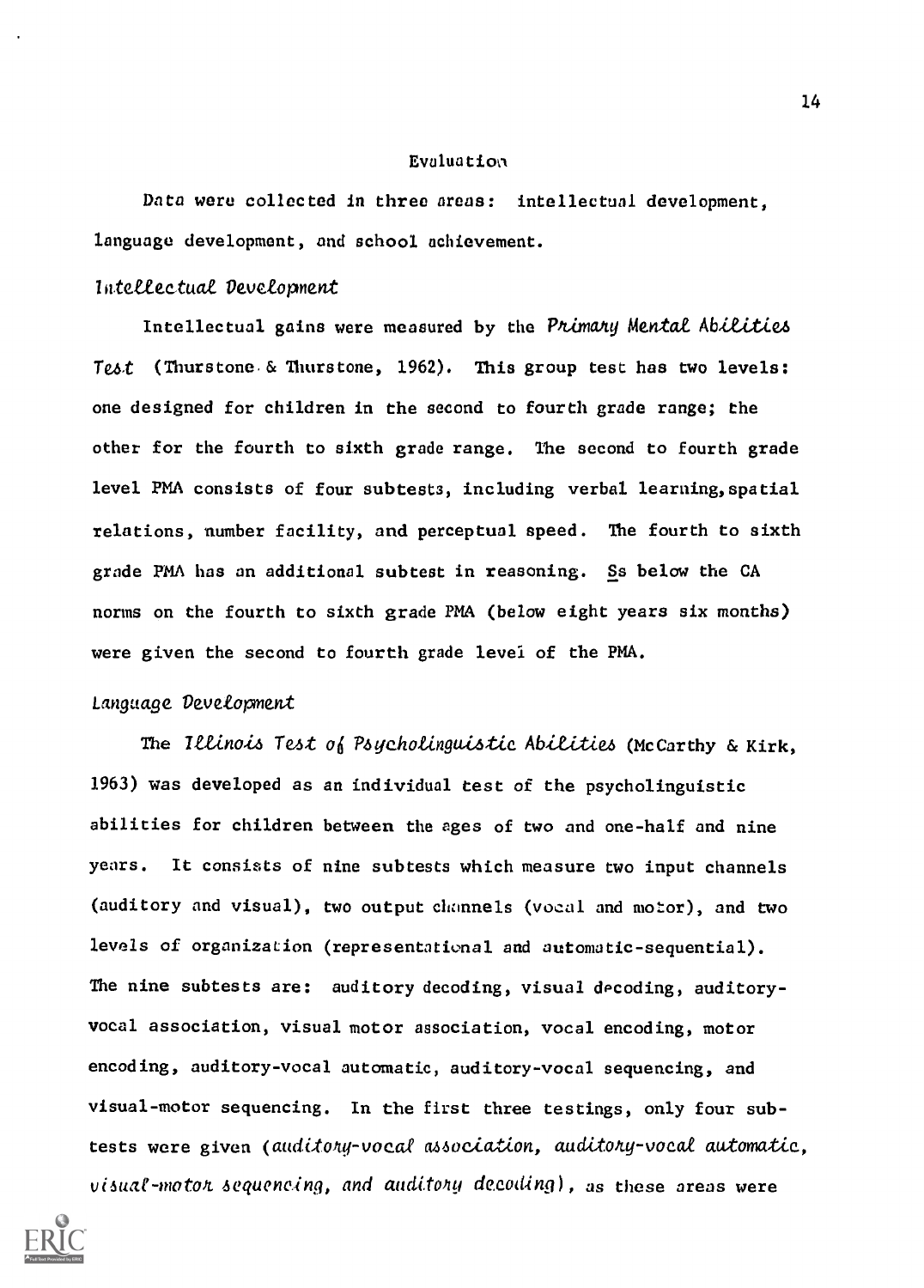## Evaluation

Data were collected in three areas: intellectual development, language development, and school achievement.

### *Intellectual Development*

Intellectual gains were measured by the *Primary Mental Abilities Test* (Thurstone & Thurstone, 1962). This group test has two levels: one designed for children in the second to fourth grade range; the other for the fourth to sixth grade range. The second to fourth grade level PMA consists of four subtests, including verbal learning, spatial relations, number facility, and perceptual speed. The fourth to sixth grade PMA has an additional subtest in reasoning. Ss below the CA norms on the fourth to sixth grade PMA (below eight years six months) were given the second to fourth grade level of the PMA.

### *Language Development*

The *Illinois Test of Psycholinguistic Abilities* (McCarthy & Kirk, 1963) was developed as an individual test of the psycholinguistic abilities for children between the ages of two and one-half and nine years. It consists of nine subtests which measure two input channels (auditory and visual), two output channels (vocal and motor), and two levels of organization (representational and automatic-sequential). The nine subtests are: auditory decoding, visual decoding, auditory-vocal association, visual motor association, vocal encoding, motor encoding, auditory-vocal automatic, auditory-vocal sequencing, and visual-motor sequencing. In the first three testings, only four subtests were given (*auditory-vocal association, auditory-vocal automatic, visual-motor sequencing, and auditory decoding*), as these areas were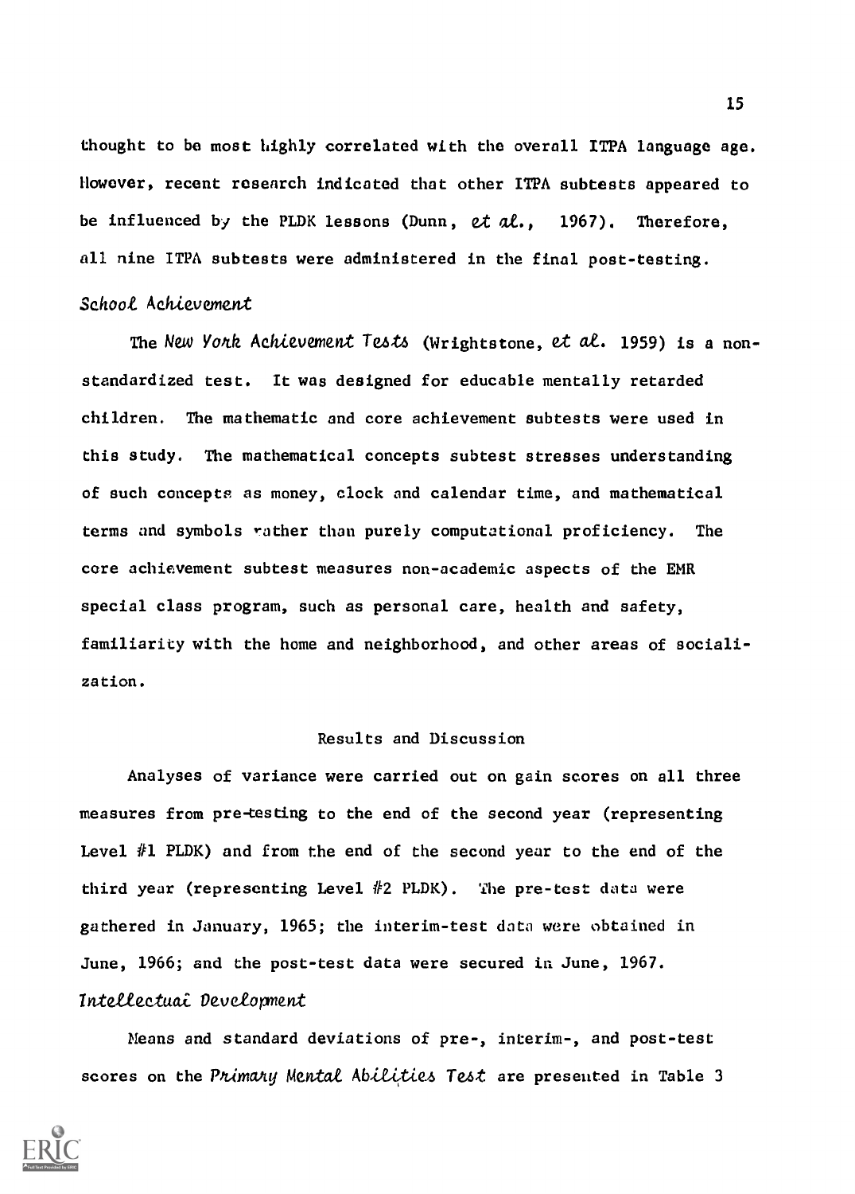thought to be most highly correlated with the overall ITPA language age. However, recent research indicated that other ITPA subtests appeared to be influenced by the PLDK lessons (Dunn, *et al.*, 1967). Therefore, all nine ITPA subtests were administered in the final post-testing.

### *School Achievement*

The *New York Achievement Tests* (Wrightstone, *et al.* 1959) is a non-standardized test. It was designed for educable mentally retarded children. The mathematic and core achievement subtests were used in this study. The mathematical concepts subtest stresses understanding of such concepts as money, clock and calendar time, and mathematical terms and symbols rather than purely computational proficiency. The core achievement subtest measures non-academic aspects of the EMR special class program, such as personal care, health and safety, familiarity with the home and neighborhood, and other areas of socialization.

## Results and Discussion

Analyses of variance were carried out on gain scores on all three measures from pre-testing to the end of the second year (representing Level #1 PLDK) and from the end of the second year to the end of the third year (representing Level #2 PLDK). The pre-test data were gathered in January, 1965; the interim-test data were obtained in June, 1966; and the post-test data were secured in June, 1967.

### *Intellectual Development*

Means and standard deviations of pre-, interim-, and post-test scores on the *Primary Mental Abilities Test* are presented in Table 3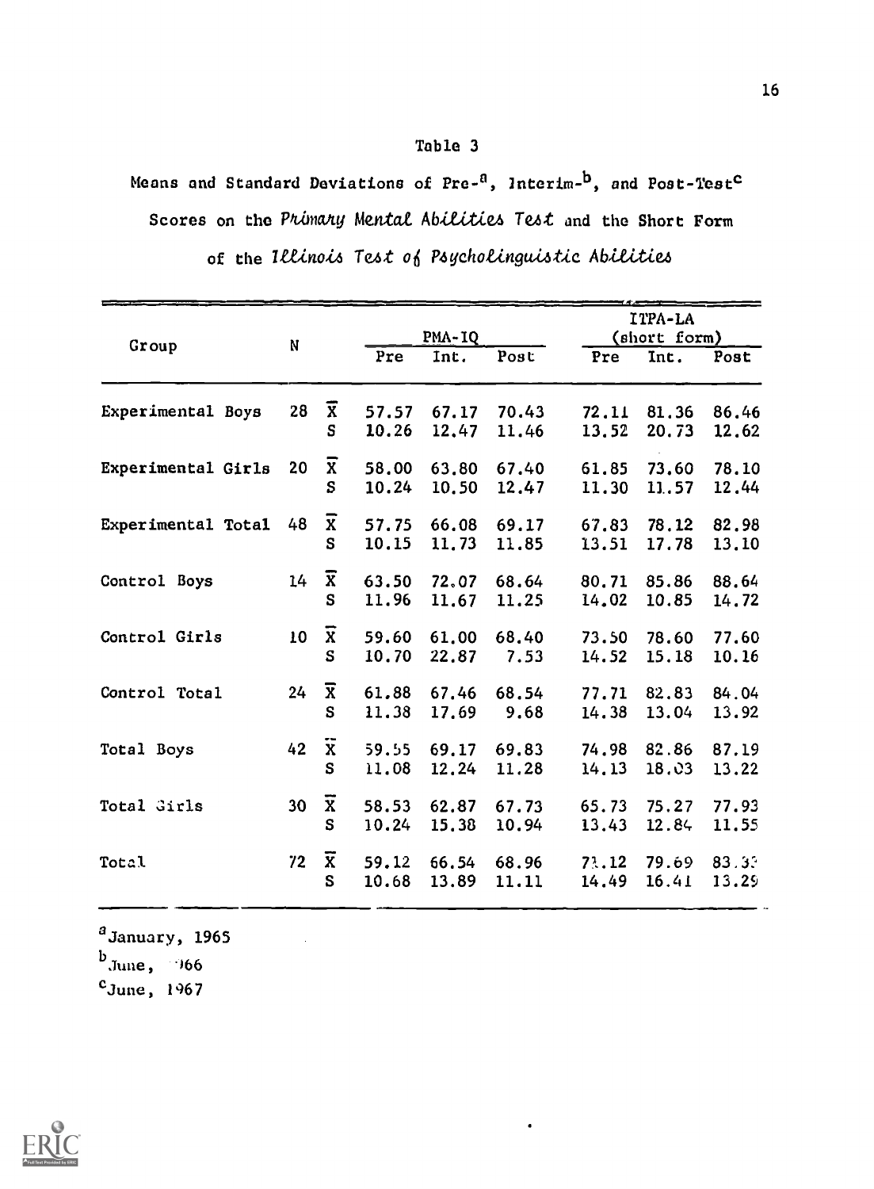Table 3

Means and Standard Deviations of Pre-[a], Interim-[b], and Post-Test[c] Scores on the *Primary Mental Abilities Test* and the Short Form of the *Illinois Test of Psycholinguistic Abilities*

| Group | N | | PMA-IQ | | | ITPA-LA (short form) | | |
|---|---|---|---|---|---|---|---|---|
| | | | Pre | Int. | Post | Pre | Int. | Post |
| Experimental Boys | 28 | $\bar{X}$ | 57.57 | 67.17 | 70.43 | 72.11 | 81.36 | 86.46 |
| | | S | 10.26 | 12.47 | 11.46 | 13.52 | 20.73 | 12.62 |
| Experimental Girls | 20 | $\bar{X}$ | 58.00 | 63.80 | 67.40 | 61.85 | 73.60 | 78.10 |
| | | S | 10.24 | 10.50 | 12.47 | 11.30 | 11.57 | 12.44 |
| Experimental Total | 48 | $\bar{X}$ | 57.75 | 66.08 | 69.17 | 67.83 | 78.12 | 82.98 |
| | | S | 10.15 | 11.73 | 11.85 | 13.51 | 17.78 | 13.10 |
| Control Boys | 14 | $\bar{X}$ | 63.50 | 72.07 | 68.64 | 80.71 | 85.86 | 88.64 |
| | | S | 11.96 | 11.67 | 11.25 | 14.02 | 10.85 | 14.72 |
| Control Girls | 10 | $\bar{X}$ | 59.60 | 61.00 | 68.40 | 73.50 | 78.60 | 77.60 |
| | | S | 10.70 | 22.87 | 7.53 | 14.52 | 15.18 | 10.16 |
| Control Total | 24 | $\bar{X}$ | 61.88 | 67.46 | 68.54 | 77.71 | 82.83 | 84.04 |
| | | S | 11.38 | 17.69 | 9.68 | 14.38 | 13.04 | 13.92 |
| Total Boys | 42 | $\bar{X}$ | 59.55 | 69.17 | 69.83 | 74.98 | 82.86 | 87.19 |
| | | S | 11.08 | 12.24 | 11.28 | 14.13 | 18.03 | 13.22 |
| Total Girls | 30 | $\bar{X}$ | 58.53 | 62.87 | 67.73 | 65.73 | 75.27 | 77.93 |
| | | S | 10.24 | 15.38 | 10.94 | 13.43 | 12.84 | 11.55 |
| Total | 72 | $\bar{X}$ | 59.12 | 66.54 | 68.96 | 71.12 | 79.69 | 83.33 |
| | | S | 10.68 | 13.89 | 11.11 | 14.49 | 16.41 | 13.29 |

[a] January, 1965
[b] June, 1966
[c] June, 1967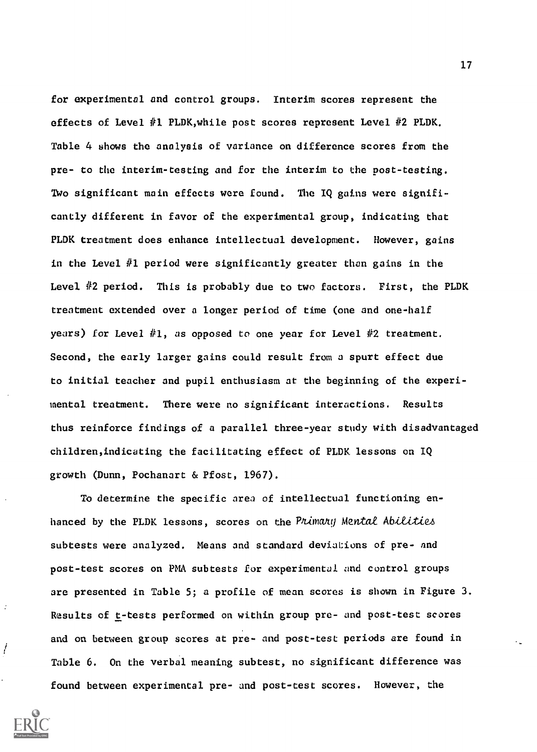for experimental and control groups. Interim scores represent the effects of Level #1 PLDK, while post scores represent Level #2 PLDK. Table 4 shows the analysis of variance on difference scores from the pre- to the interim-testing and for the interim to the post-testing. Two significant main effects were found. The IQ gains were significantly different in favor of the experimental group, indicating that PLDK treatment does enhance intellectual development. However, gains in the Level #1 period were significantly greater than gains in the Level #2 period. This is probably due to two factors. First, the PLDK treatment extended over a longer period of time (one and one-half years) for Level #1, as opposed to one year for Level #2 treatment. Second, the early larger gains could result from a spurt effect due to initial teacher and pupil enthusiasm at the beginning of the experimental treatment. There were no significant interactions. Results thus reinforce findings of a parallel three-year study with disadvantaged children, indicating the facilitating effect of PLDK lessons on IQ growth (Dunn, Pochanart & Pfost, 1967).

To determine the specific area of intellectual functioning enhanced by the PLDK lessons, scores on the *Primary Mental Abilities* subtests were analyzed. Means and standard deviations of pre- and post-test scores on PMA subtests for experimental and control groups are presented in Table 5; a profile of mean scores is shown in Figure 3. Results of t-tests performed on within group pre- and post-test scores and on between group scores at pre- and post-test periods are found in Table 6. On the verbal meaning subtest, no significant difference was found between experimental pre- and post-test scores. However, the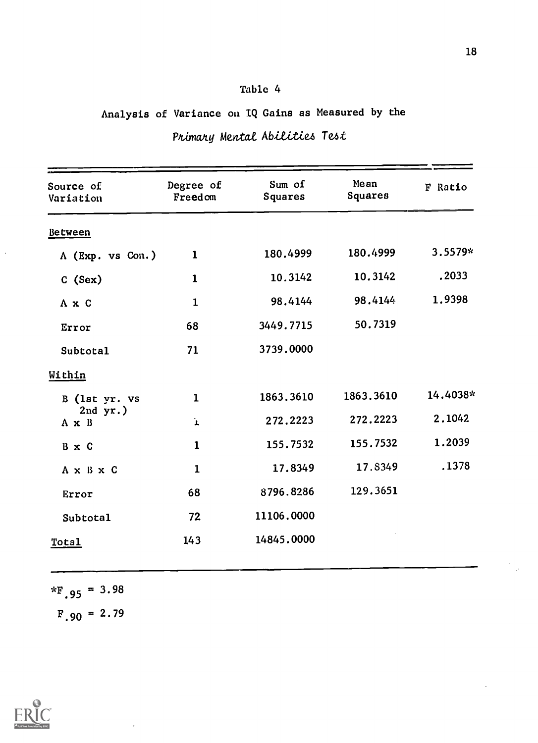Table 4

Analysis of Variance on IQ Gains as Measured by the

*Primary Mental Abilities Test*

| Source of Variation | Degree of Freedom | Sum of Squares | Mean Squares | F Ratio |
|---|---|---|---|---|
| Between | | | | |
| A (Exp. vs Con.) | 1 | 180.4999 | 180.4999 | 3.5579* |
| C (Sex) | 1 | 10.3142 | 10.3142 | .2033 |
| A x C | 1 | 98.4144 | 98.4144 | 1.9398 |
| Error | 68 | 3449.7715 | 50.7319 | |
| Subtotal | 71 | 3739.0000 | | |
| Within | | | | |
| B (1st yr. vs 2nd yr.) | 1 | 1863.3610 | 1863.3610 | 14.4038* |
| A x B | 1 | 272.2223 | 272.2223 | 2.1042 |
| B x C | 1 | 155.7532 | 155.7532 | 1.2039 |
| A x B x C | 1 | 17.8349 | 17.8349 | .1378 |
| Error | 68 | 8796.8286 | 129.3651 | |
| Subtotal | 72 | 11106.0000 | | |
| Total | 143 | 14845.0000 | | |

$^{*}F_{.95} = 3.98$

$F_{.90} = 2.79$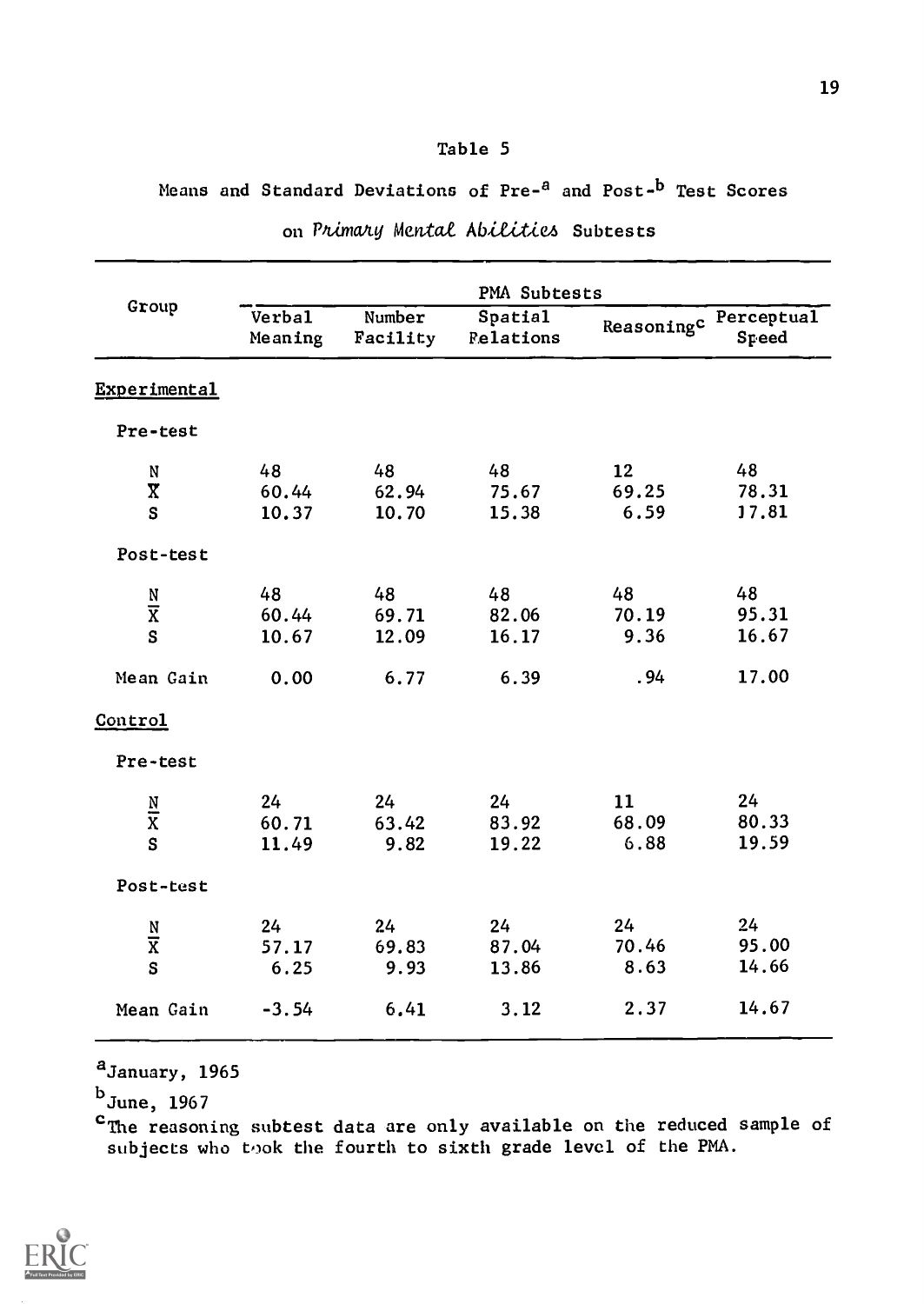Table 5

Means and Standard Deviations of Pre-[a] and Post-[b] Test Scores on *Primary Mental Abilities* Subtests

| Group | PMA Subtests | | | | |
|---|---|---|---|---|---|
| | Verbal Meaning | Number Facility | Spatial Relations | Reasoning[c] | Perceptual Speed |
| Experimental | | | | | |
| Pre-test | | | | | |
| N | 48 | 48 | 48 | 12 | 48 |
| $\bar{X}$ | 60.44 | 62.94 | 75.67 | 69.25 | 78.31 |
| S | 10.37 | 10.70 | 15.38 | 6.59 | 17.81 |
| Post-test | | | | | |
| N | 48 | 48 | 48 | 48 | 48 |
| $\bar{X}$ | 60.44 | 69.71 | 82.06 | 70.19 | 95.31 |
| S | 10.67 | 12.09 | 16.17 | 9.36 | 16.67 |
| Mean Gain | 0.00 | 6.77 | 6.39 | .94 | 17.00 |
| Control | | | | | |
| Pre-test | | | | | |
| N | 24 | 24 | 24 | 11 | 24 |
| $\bar{X}$ | 60.71 | 63.42 | 83.92 | 68.09 | 80.33 |
| S | 11.49 | 9.82 | 19.22 | 6.88 | 19.59 |
| Post-test | | | | | |
| N | 24 | 24 | 24 | 24 | 24 |
| $\bar{X}$ | 57.17 | 69.83 | 87.04 | 70.46 | 95.00 |
| S | 6.25 | 9.93 | 13.86 | 8.63 | 14.66 |
| Mean Gain | -3.54 | 6.41 | 3.12 | 2.37 | 14.67 |

[a] January, 1965

[b] June, 1967

[c] The reasoning subtest data are only available on the reduced sample of subjects who took the fourth to sixth grade level of the PMA.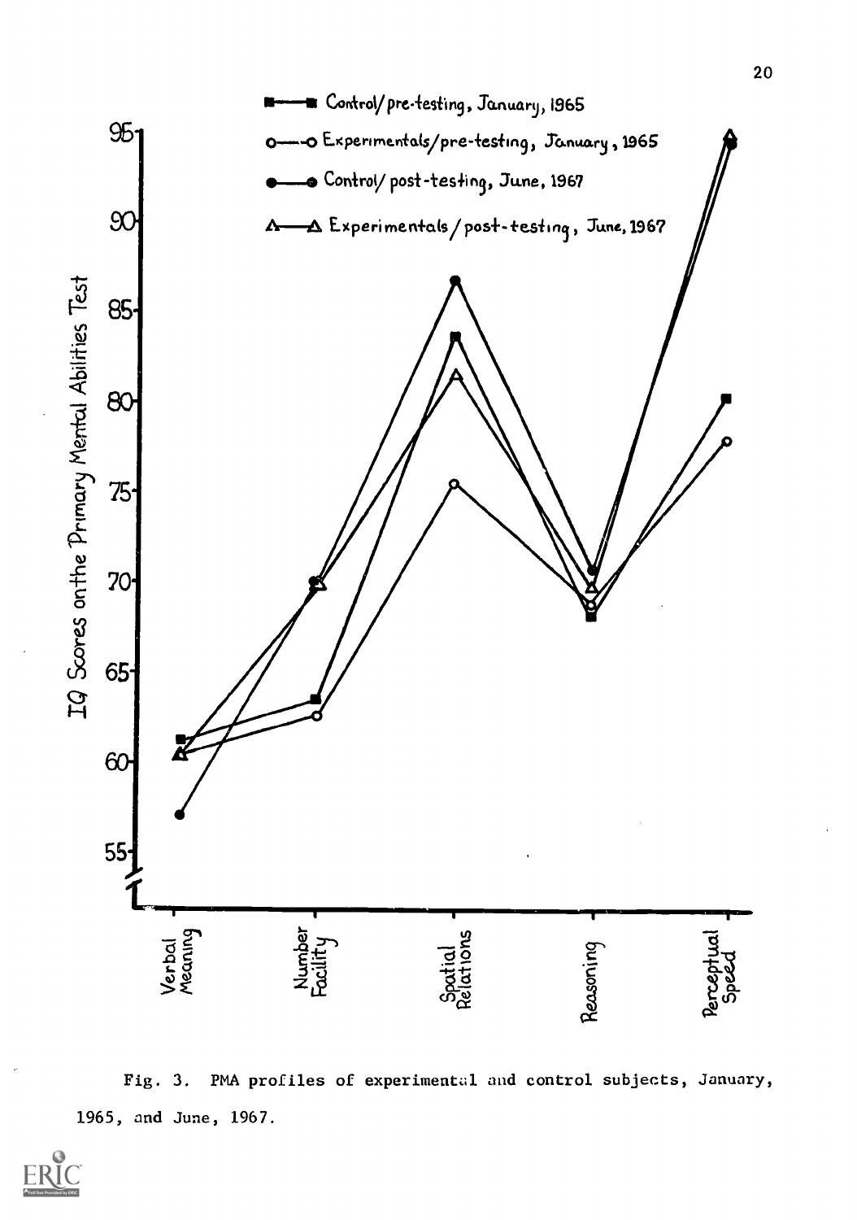Fig. 3. PMA profiles of experimental and control subjects, January, 1965, and June, 1967.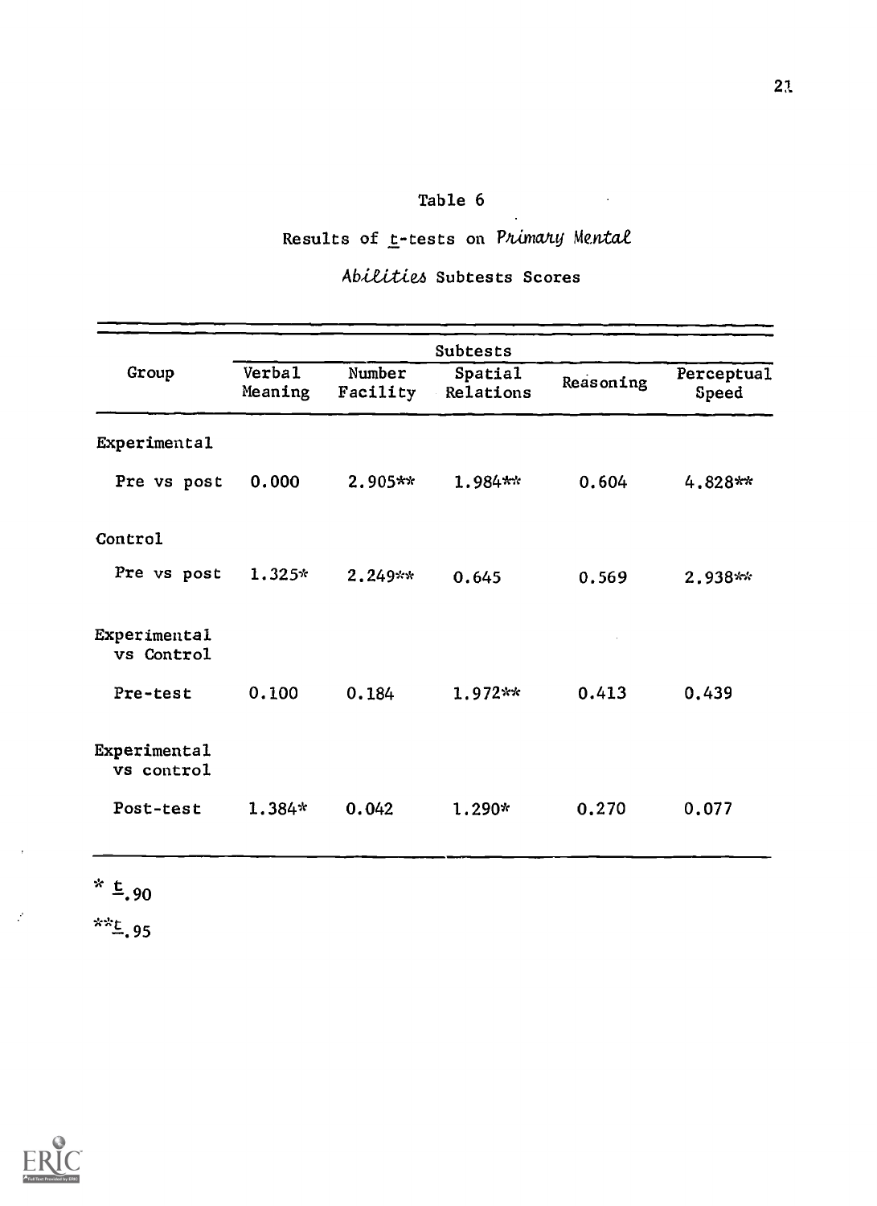Table 6

Results of *t*-tests on *Primary Mental Abilities* Subtests Scores

| Group | Subtests | | | | |
|---|---|---|---|---|---|
| | Verbal Meaning | Number Facility | Spatial Relations | Reasoning | Perceptual Speed |
| Experimental | | | | | |
| Pre vs post | 0.000 | 2.905** | 1.984** | 0.604 | 4.828** |
| Control | | | | | |
| Pre vs post | 1.325* | 2.249** | 0.645 | 0.569 | 2.938** |
| Experimental vs Control | | | | | |
| Pre-test | 0.100 | 0.184 | 1.972** | 0.413 | 0.439 |
| Experimental vs control | | | | | |
| Post-test | 1.384* | 0.042 | 1.290* | 0.270 | 0.077 |

* $t_{.90}$

** $t_{.95}$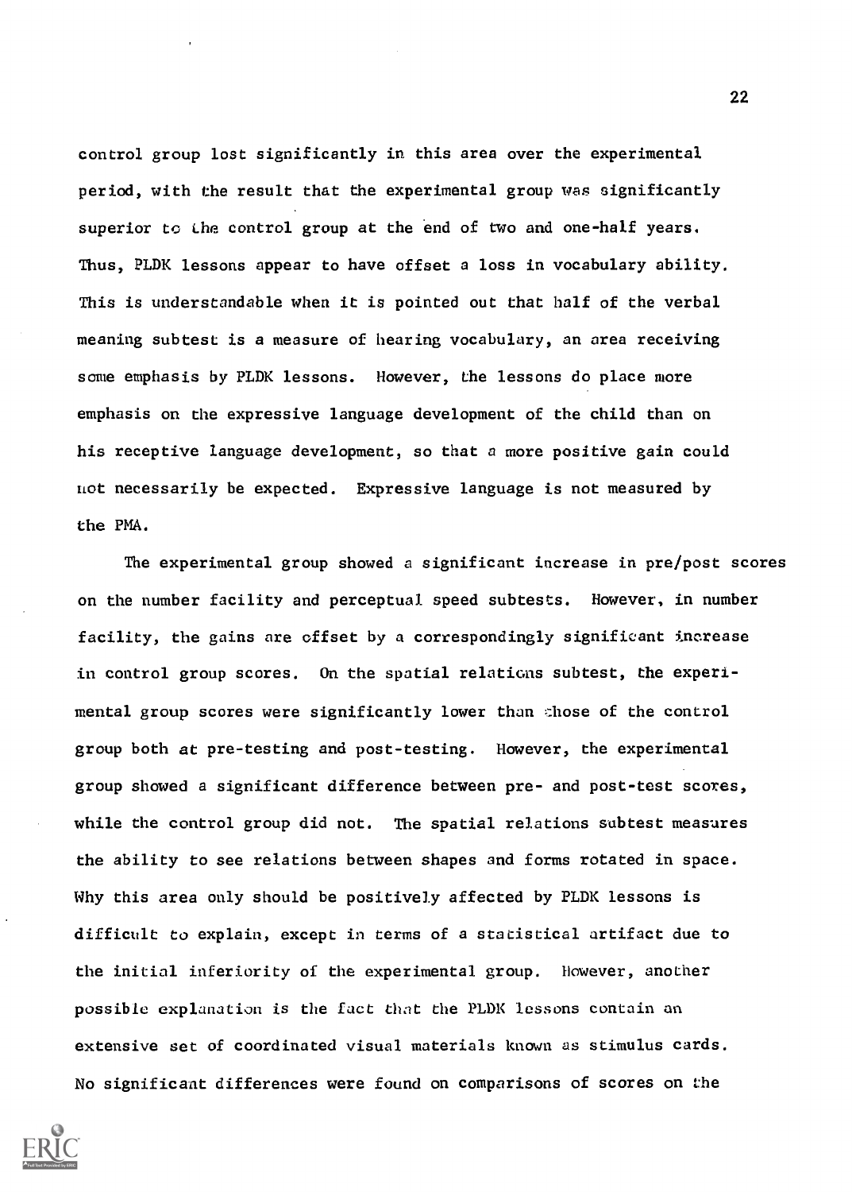control group lost significantly in this area over the experimental period, with the result that the experimental group was significantly superior to the control group at the end of two and one-half years. Thus, PLDK lessons appear to have offset a loss in vocabulary ability. This is understandable when it is pointed out that half of the verbal meaning subtest is a measure of hearing vocabulary, an area receiving some emphasis by PLDK lessons. However, the lessons do place more emphasis on the expressive language development of the child than on his receptive language development, so that a more positive gain could not necessarily be expected. Expressive language is not measured by the PMA.

The experimental group showed a significant increase in pre/post scores on the number facility and perceptual speed subtests. However, in number facility, the gains are offset by a correspondingly significant increase in control group scores. On the spatial relations subtest, the experimental group scores were significantly lower than those of the control group both at pre-testing and post-testing. However, the experimental group showed a significant difference between pre- and post-test scores, while the control group did not. The spatial relations subtest measures the ability to see relations between shapes and forms rotated in space. Why this area only should be positively affected by PLDK lessons is difficult to explain, except in terms of a statistical artifact due to the initial inferiority of the experimental group. However, another possible explanation is the fact that the PLDK lessons contain an extensive set of coordinated visual materials known as stimulus cards. No significant differences were found on comparisons of scores on the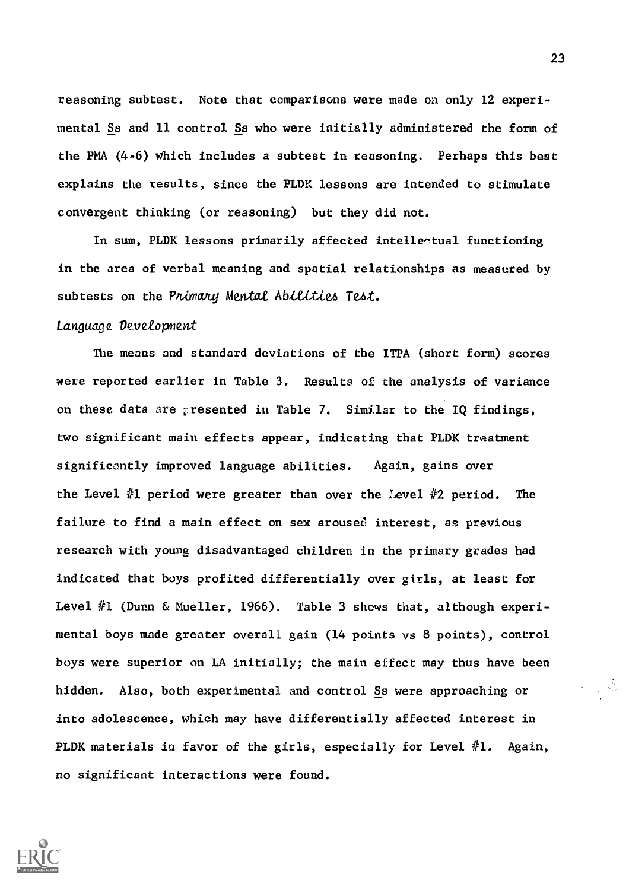reasoning subtest. Note that comparisons were made on only 12 experimental Ss and 11 control Ss who were initially administered the form of the PMA (4-6) which includes a subtest in reasoning. Perhaps this best explains the results, since the PLDK lessons are intended to stimulate convergent thinking (or reasoning) but they did not.

In sum, PLDK lessons primarily affected intellectual functioning in the area of verbal meaning and spatial relationships as measured by subtests on the *Primary Mental Abilities Test*.

*Language Development*

The means and standard deviations of the ITPA (short form) scores were reported earlier in Table 3. Results of the analysis of variance on these data are presented in Table 7. Similar to the IQ findings, two significant main effects appear, indicating that PLDK treatment significantly improved language abilities. Again, gains over the Level #1 period were greater than over the Level #2 period. The failure to find a main effect on sex aroused interest, as previous research with young disadvantaged children in the primary grades had indicated that boys profited differentially over girls, at least for Level #1 (Dunn & Mueller, 1966). Table 3 shows that, although experimental boys made greater overall gain (14 points vs 8 points), control boys were superior on LA initially; the main effect may thus have been hidden. Also, both experimental and control Ss were approaching or into adolescence, which may have differentially affected interest in PLDK materials in favor of the girls, especially for Level #1. Again, no significant interactions were found.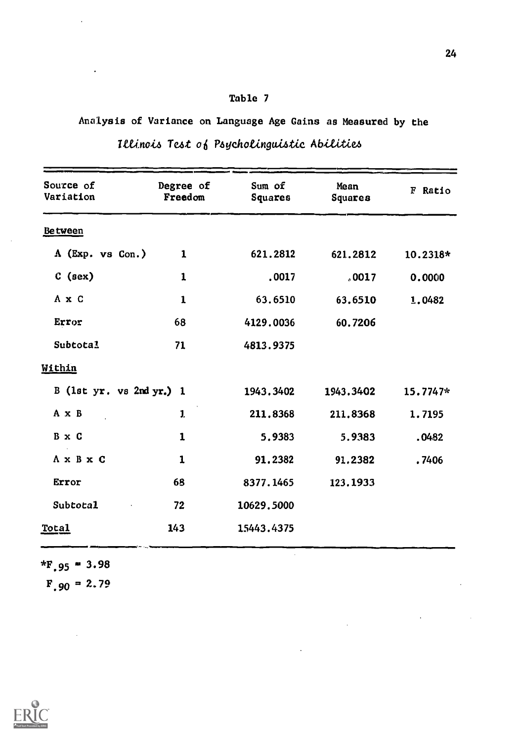Table 7

Analysis of Variance on Language Age Gains as Measured by the

*Illinois Test of Psycholinguistic Abilities*

| Source of Variation | Degree of Freedom | Sum of Squares | Mean Squares | F Ratio |
|---|---|---|---|---|
| Between | | | | |
| A (Exp. vs Con.) | 1 | 621.2812 | 621.2812 | 10.2318* |
| C (sex) | 1 | .0017 | .0017 | 0.0000 |
| A x C | 1 | 63.6510 | 63.6510 | 1.0482 |
| Error | 68 | 4129.0036 | 60.7206 | |
| Subtotal | 71 | 4813.9375 | | |
| Within | | | | |
| B (1st yr. vs 2nd yr.) | 1 | 1943.3402 | 1943.3402 | 15.7747* |
| A x B | 1 | 211.8368 | 211.8368 | 1.7195 |
| B x C | 1 | 5.9383 | 5.9383 | .0482 |
| A x B x C | 1 | 91.2382 | 91.2382 | .7406 |
| Error | 68 | 8377.1465 | 123.1933 | |
| Subtotal | 72 | 10629.5000 | | |
| Total | 143 | 15443.4375 | | |

$^{*}F_{.95} = 3.98$

$F_{.90} = 2.79$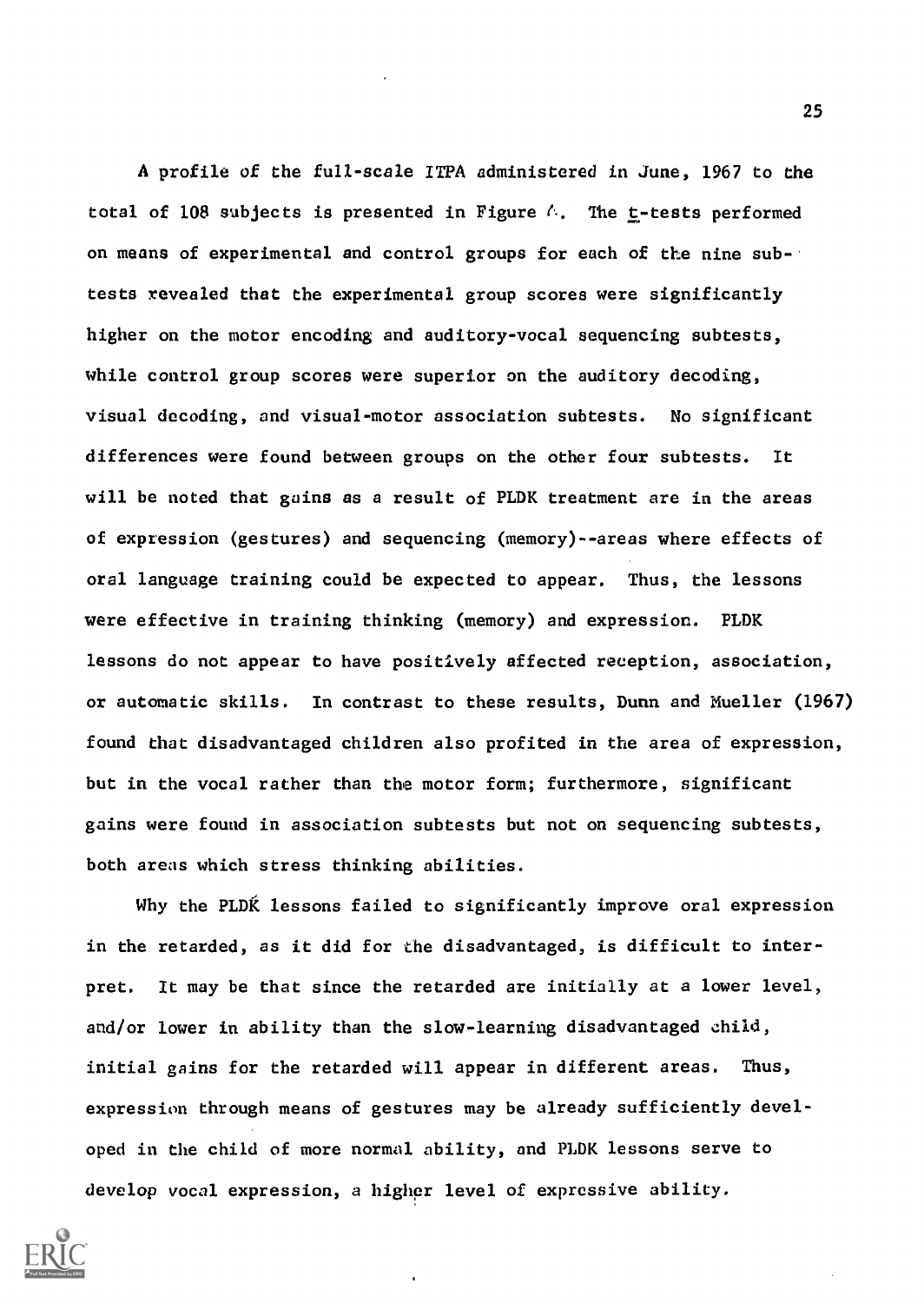A profile of the full-scale ITPA administered in June, 1967 to the total of 108 subjects is presented in Figure 6. The *t*-tests performed on means of experimental and control groups for each of the nine subtests revealed that the experimental group scores were significantly higher on the motor encoding and auditory-vocal sequencing subtests, while control group scores were superior on the auditory decoding, visual decoding, and visual-motor association subtests. No significant differences were found between groups on the other four subtests. It will be noted that gains as a result of PLDK treatment are in the areas of expression (gestures) and sequencing (memory)--areas where effects of oral language training could be expected to appear. Thus, the lessons were effective in training thinking (memory) and expression. PLDK lessons do not appear to have positively affected reception, association, or automatic skills. In contrast to these results, Dunn and Mueller (1967) found that disadvantaged children also profited in the area of expression, but in the vocal rather than the motor form; furthermore, significant gains were found in association subtests but not on sequencing subtests, both areas which stress thinking abilities.

Why the PLDK lessons failed to significantly improve oral expression in the retarded, as it did for the disadvantaged, is difficult to interpret. It may be that since the retarded are initially at a lower level, and/or lower in ability than the slow-learning disadvantaged child, initial gains for the retarded will appear in different areas. Thus, expression through means of gestures may be already sufficiently developed in the child of more normal ability, and PLDK lessons serve to develop vocal expression, a higher level of expressive ability.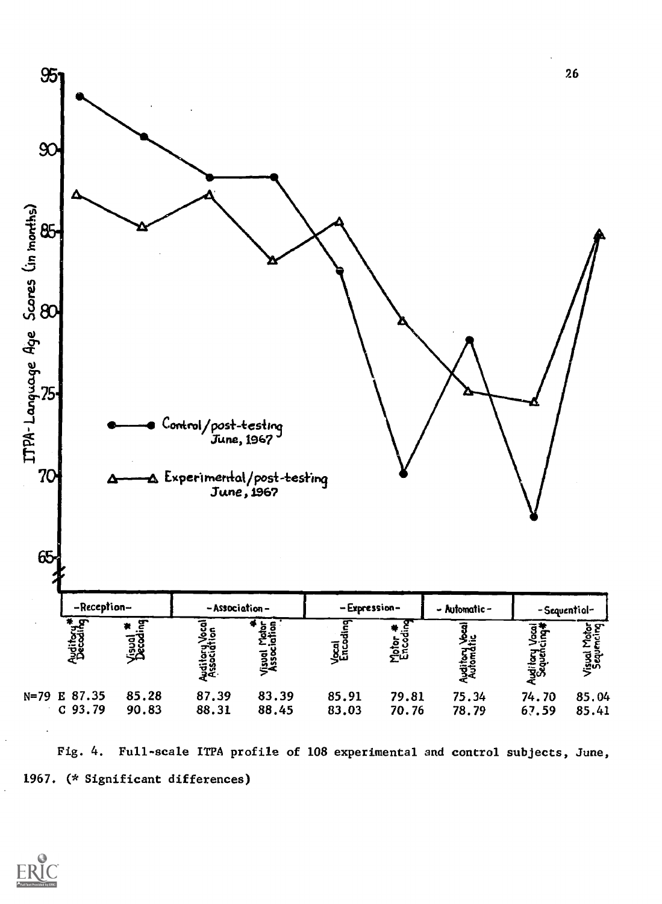| | -Reception- | | -Association- | | -Expression- | | -Automatic- | -Sequential- | |
|---|---|---|---|---|---|---|---|---|---|
| | Auditory* Decoding | Visual* Decoding | Auditory Vocal Association | Visual Motor* Association | Vocal Encoding | Motor* Encoding | Auditory Vocal Automatic | Auditory Vocal Sequencing* | Visual Motor Sequencing |
| N=79 E | 87.35 | 85.28 | 87.39 | 83.39 | 85.91 | 79.81 | 75.34 | 74.70 | 85.04 |
| C | 93.79 | 90.83 | 88.31 | 88.45 | 83.03 | 70.76 | 78.79 | 67.59 | 85.41 |

Fig. 4. Full-scale ITPA profile of 108 experimental and control subjects, June, 1967. (* Significant differences)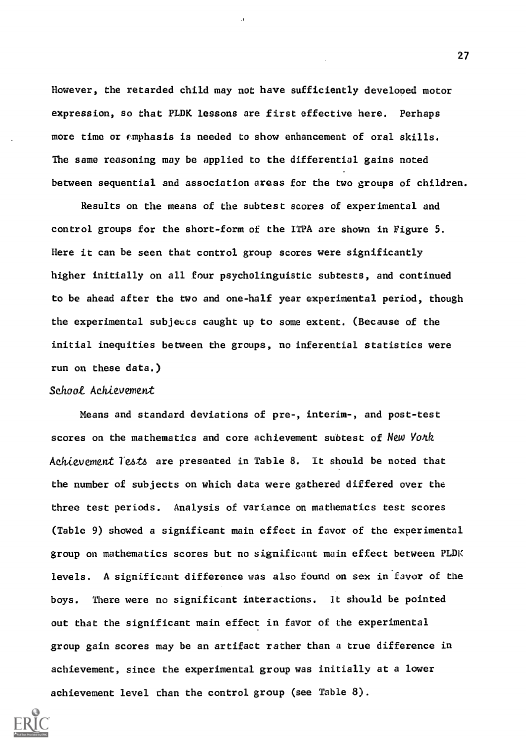However, the retarded child may not have sufficiently developed motor expression, so that PLDK lessons are first effective here. Perhaps more time or emphasis is needed to show enhancement of oral skills. The same reasoning may be applied to the differential gains noted between sequential and association areas for the two groups of children.

Results on the means of the subtest scores of experimental and control groups for the short-form of the ITPA are shown in Figure 5. Here it can be seen that control group scores were significantly higher initially on all four psycholinguistic subtests, and continued to be ahead after the two and one-half year experimental period, though the experimental subjects caught up to some extent. (Because of the initial inequities between the groups, no inferential statistics were run on these data.)

### *School Achievement*

Means and standard deviations of pre-, interim-, and post-test scores on the mathematics and core achievement subtest of *New York Achievement Tests* are presented in Table 8. It should be noted that the number of subjects on which data were gathered differed over the three test periods. Analysis of variance on mathematics test scores (Table 9) showed a significant main effect in favor of the experimental group on mathematics scores but no significant main effect between PLDK levels. A significant difference was also found on sex in favor of the boys. There were no significant interactions. It should be pointed out that the significant main effect in favor of the experimental group gain scores may be an artifact rather than a true difference in achievement, since the experimental group was initially at a lower achievement level than the control group (see Table 8).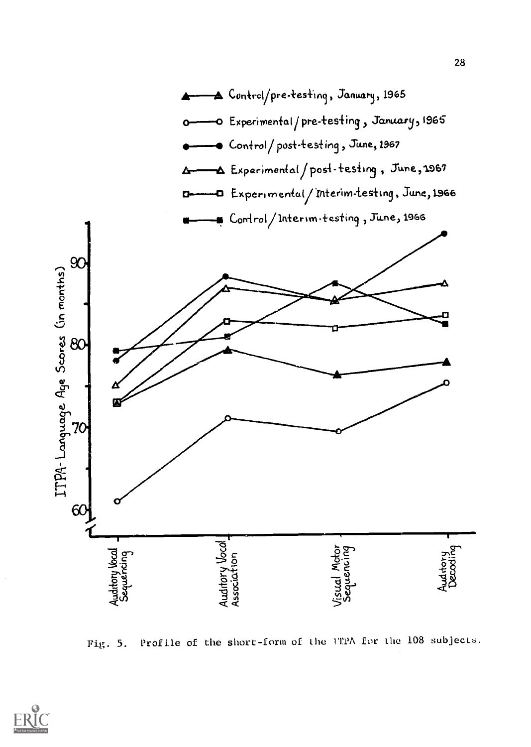Fig. 5. Profile of the short-form of the ITPA for the 108 subjects.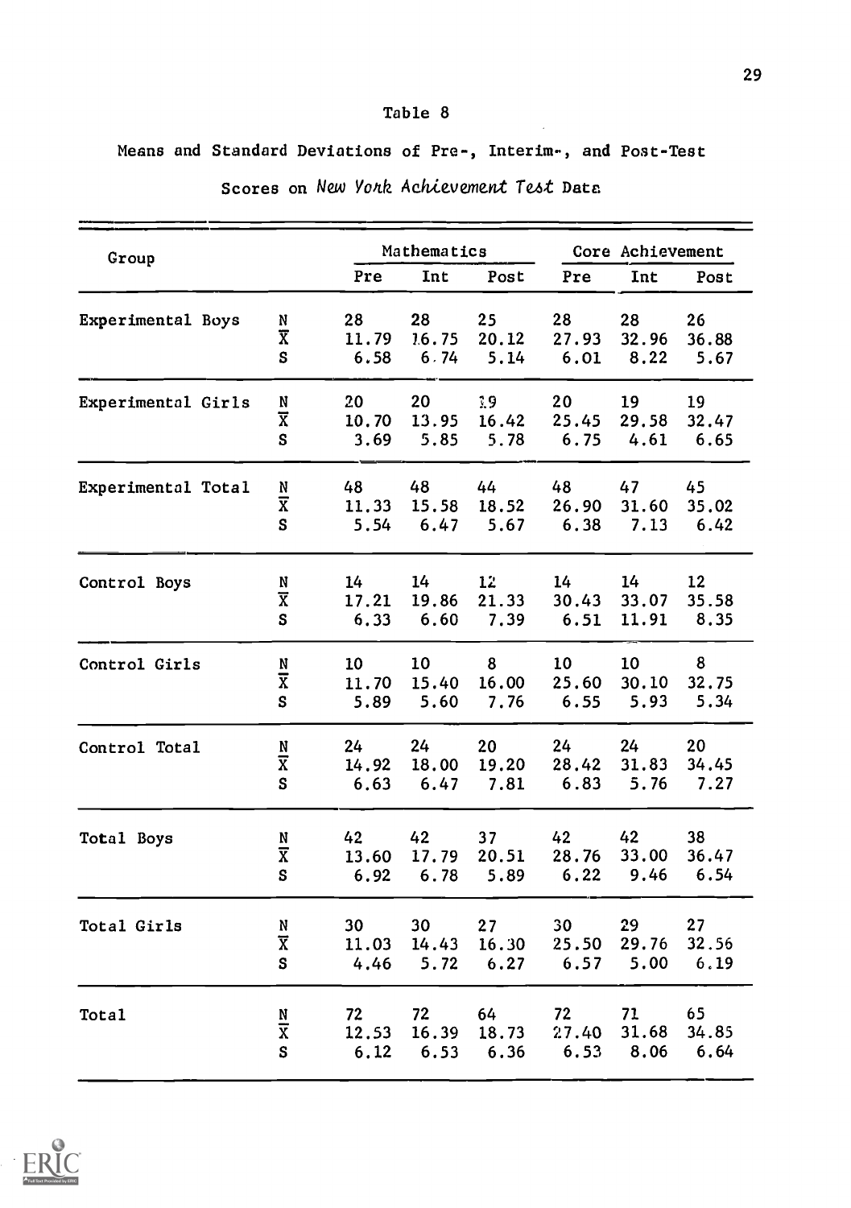Table 8

Means and Standard Deviations of Pre-, Interim-, and Post-Test Scores on *New York Achievement Test* Data

| Group | | Mathematics | | | Core Achievement | | |
|---|---|---|---|---|---|---|---|
| | | Pre | Int | Post | Pre | Int | Post |
| Experimental Boys | N | 28 | 28 | 25 | 28 | 28 | 26 |
| | $\overline{X}$ | 11.79 | 16.75 | 20.12 | 27.93 | 32.96 | 36.88 |
| | S | 6.58 | 6.74 | 5.14 | 6.01 | 8.22 | 5.67 |
| Experimental Girls | N | 20 | 20 | 19 | 20 | 19 | 19 |
| | $\overline{X}$ | 10.70 | 13.95 | 16.42 | 25.45 | 29.58 | 32.47 |
| | S | 3.69 | 5.85 | 5.78 | 6.75 | 4.61 | 6.65 |
| Experimental Total | N | 48 | 48 | 44 | 48 | 47 | 45 |
| | $\overline{X}$ | 11.33 | 15.58 | 18.52 | 26.90 | 31.60 | 35.02 |
| | S | 5.54 | 6.47 | 5.67 | 6.38 | 7.13 | 6.42 |
| Control Boys | N | 14 | 14 | 12 | 14 | 14 | 12 |
| | $\overline{X}$ | 17.21 | 19.86 | 21.33 | 30.43 | 33.07 | 35.58 |
| | S | 6.33 | 6.60 | 7.39 | 6.51 | 11.91 | 8.35 |
| Control Girls | N | 10 | 10 | 8 | 10 | 10 | 8 |
| | $\overline{X}$ | 11.70 | 15.40 | 16.00 | 25.60 | 30.10 | 32.75 |
| | S | 5.89 | 5.60 | 7.76 | 6.55 | 5.93 | 5.34 |
| Control Total | N | 24 | 24 | 20 | 24 | 24 | 20 |
| | $\overline{X}$ | 14.92 | 18.00 | 19.20 | 28.42 | 31.83 | 34.45 |
| | S | 6.63 | 6.47 | 7.81 | 6.83 | 5.76 | 7.27 |
| Total Boys | N | 42 | 42 | 37 | 42 | 42 | 38 |
| | $\overline{X}$ | 13.60 | 17.79 | 20.51 | 28.76 | 33.00 | 36.47 |
| | S | 6.92 | 6.78 | 5.89 | 6.22 | 9.46 | 6.54 |
| Total Girls | N | 30 | 30 | 27 | 30 | 29 | 27 |
| | $\overline{X}$ | 11.03 | 14.43 | 16.30 | 25.50 | 29.76 | 32.56 |
| | S | 4.46 | 5.72 | 6.27 | 6.57 | 5.00 | 6.19 |
| Total | N | 72 | 72 | 64 | 72 | 71 | 65 |
| | $\overline{X}$ | 12.53 | 16.39 | 18.73 | 27.40 | 31.68 | 34.85 |
| | S | 6.12 | 6.53 | 6.36 | 6.53 | 8.06 | 6.64 |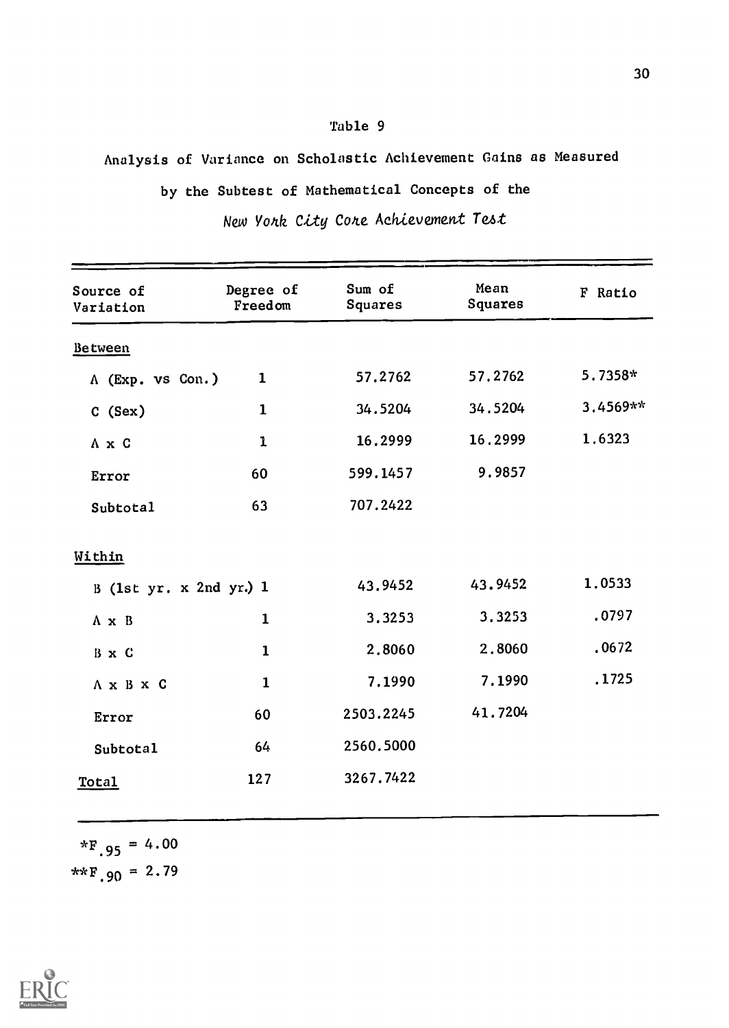Table 9

Analysis of Variance on Scholastic Achievement Gains as Measured by the Subtest of Mathematical Concepts of the *New York City Core Achievement Test*

| Source of Variation | Degree of Freedom | Sum of Squares | Mean Squares | F Ratio |
|---|---|---|---|---|
| Between | | | | |
| A (Exp. vs Con.) | 1 | 57.2762 | 57.2762 | 5.7358* |
| C (Sex) | 1 | 34.5204 | 34.5204 | 3.4569** |
| A x C | 1 | 16.2999 | 16.2999 | 1.6323 |
| Error | 60 | 599.1457 | 9.9857 | |
| Subtotal | 63 | 707.2422 | | |
| Within | | | | |
| B (1st yr. x 2nd yr.) | 1 | 43.9452 | 43.9452 | 1.0533 |
| A x B | 1 | 3.3253 | 3.3253 | .0797 |
| B x C | 1 | 2.8060 | 2.8060 | .0672 |
| A x B x C | 1 | 7.1990 | 7.1990 | .1725 |
| Error | 60 | 2503.2245 | 41.7204 | |
| Subtotal | 64 | 2560.5000 | | |
| Total | 127 | 3267.7422 | | |

$^{*}F_{.95} = 4.00$

$^{**}F_{.90} = 2.79$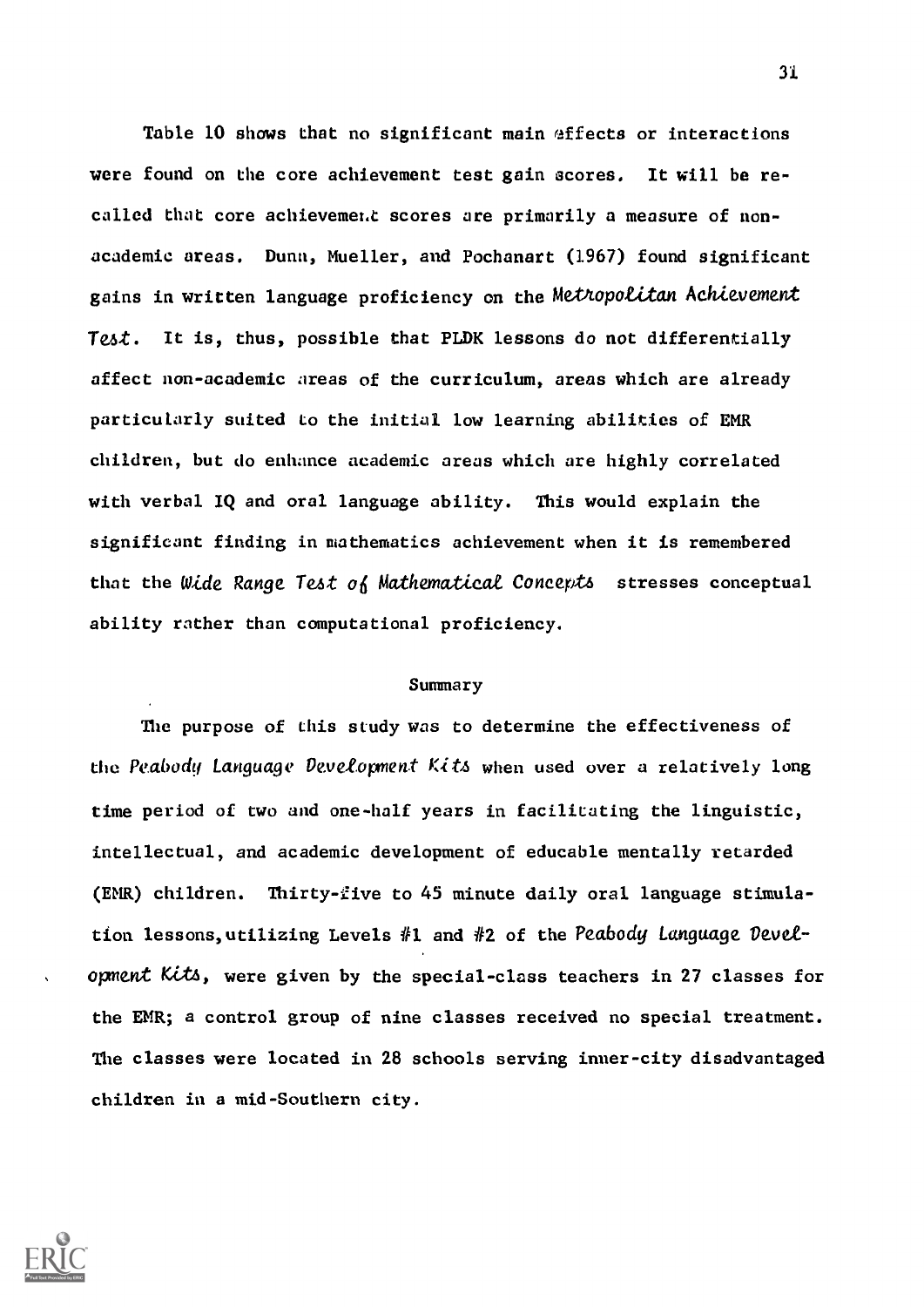Table 10 shows that no significant main effects or interactions were found on the core achievement test gain scores. It will be recalled that core achievement scores are primarily a measure of non-academic areas. Dunn, Mueller, and Pochanart (1967) found significant gains in written language proficiency on the *Metropolitan Achievement Test*. It is, thus, possible that PLDK lessons do not differentially affect non-academic areas of the curriculum, areas which are already particularly suited to the initial low learning abilities of EMR children, but do enhance academic areas which are highly correlated with verbal IQ and oral language ability. This would explain the significant finding in mathematics achievement when it is remembered that the *Wide Range Test of Mathematical Concepts* stresses conceptual ability rather than computational proficiency.

## Summary

The purpose of this study was to determine the effectiveness of the *Peabody Language Development Kits* when used over a relatively long time period of two and one-half years in facilitating the linguistic, intellectual, and academic development of educable mentally retarded (EMR) children. Thirty-five to 45 minute daily oral language stimulation lessons, utilizing Levels #1 and #2 of the *Peabody Language Development Kits*, were given by the special-class teachers in 27 classes for the EMR; a control group of nine classes received no special treatment. The classes were located in 28 schools serving inner-city disadvantaged children in a mid-Southern city.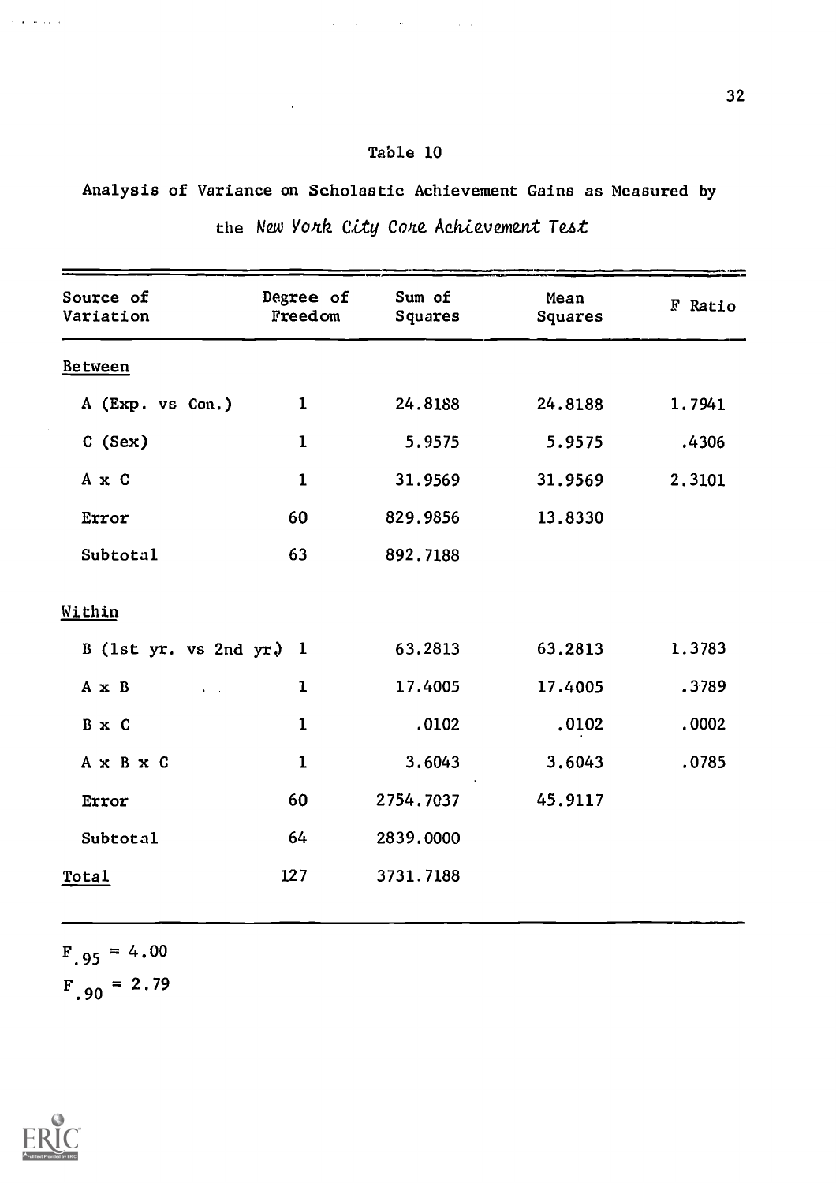Table 10

Analysis of Variance on Scholastic Achievement Gains as Measured by the *New York City Core Achievement Test*

| Source of Variation | Degree of Freedom | Sum of Squares | Mean Squares | F Ratio |
|---|---|---|---|---|
| Between | | | | |
| A (Exp. vs Con.) | 1 | 24.8188 | 24.8188 | 1.7941 |
| C (Sex) | 1 | 5.9575 | 5.9575 | .4306 |
| A x C | 1 | 31.9569 | 31.9569 | 2.3101 |
| Error | 60 | 829.9856 | 13.8330 | |
| Subtotal | 63 | 892.7188 | | |
| Within | | | | |
| B (1st yr. vs 2nd yr.) | 1 | 63.2813 | 63.2813 | 1.3783 |
| A x B | 1 | 17.4005 | 17.4005 | .3789 |
| B x C | 1 | .0102 | .0102 | .0002 |
| A x B x C | 1 | 3.6043 | 3.6043 | .0785 |
| Error | 60 | 2754.7037 | 45.9117 | |
| Subtotal | 64 | 2839.0000 | | |
| Total | 127 | 3731.7188 | | |

$F_{.95} = 4.00$

$F_{.90} = 2.79$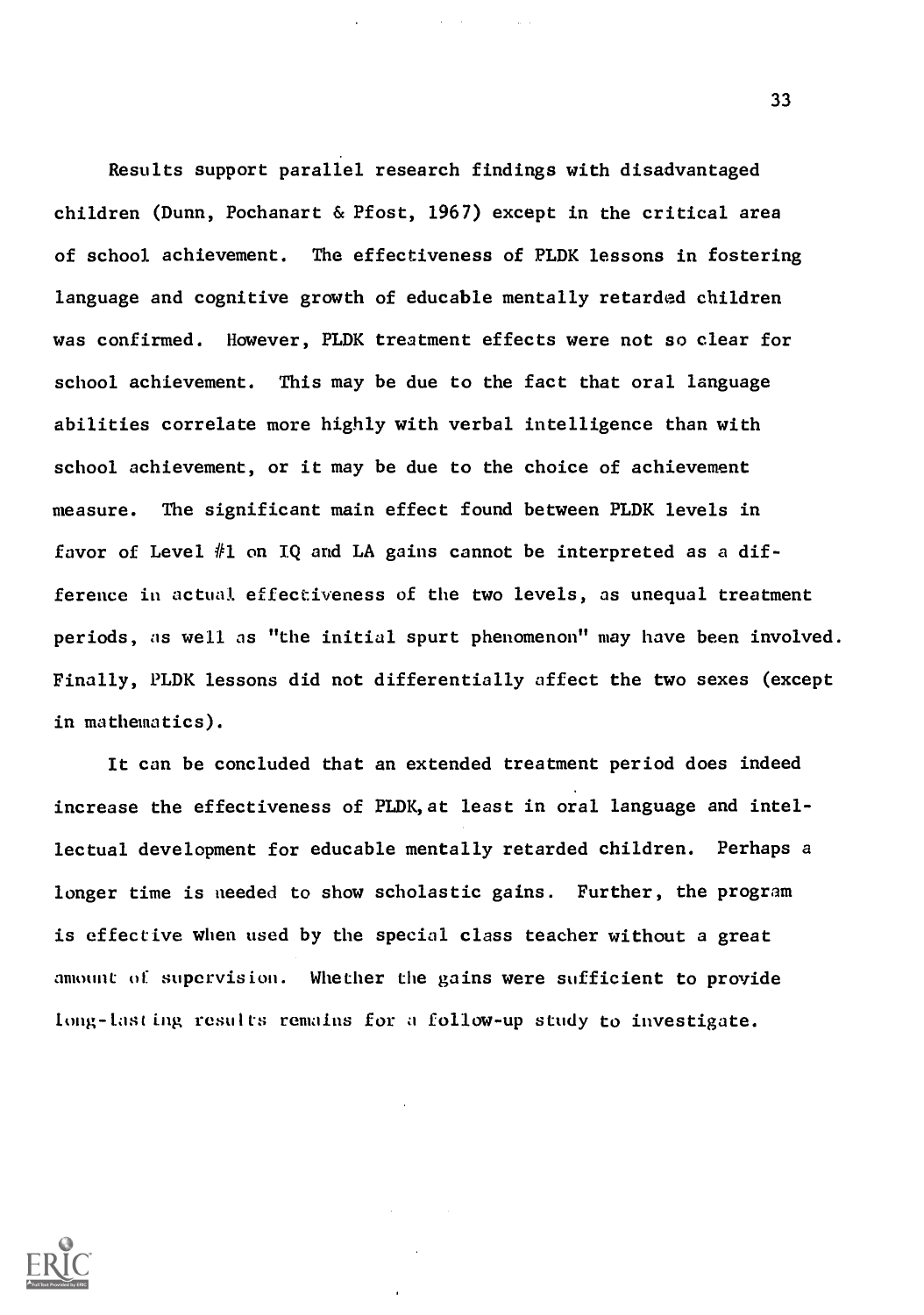Results support parallel research findings with disadvantaged children (Dunn, Pochanart & Pfost, 1967) except in the critical area of school achievement. The effectiveness of PLDK lessons in fostering language and cognitive growth of educable mentally retarded children was confirmed. However, PLDK treatment effects were not so clear for school achievement. This may be due to the fact that oral language abilities correlate more highly with verbal intelligence than with school achievement, or it may be due to the choice of achievement measure. The significant main effect found between PLDK levels in favor of Level #1 on IQ and LA gains cannot be interpreted as a difference in actual effectiveness of the two levels, as unequal treatment periods, as well as "the initial spurt phenomenon" may have been involved. Finally, PLDK lessons did not differentially affect the two sexes (except in mathematics).

It can be concluded that an extended treatment period does indeed increase the effectiveness of PLDK, at least in oral language and intellectual development for educable mentally retarded children. Perhaps a longer time is needed to show scholastic gains. Further, the program is effective when used by the special class teacher without a great amount of supervision. Whether the gains were sufficient to provide long-lasting results remains for a follow-up study to investigate.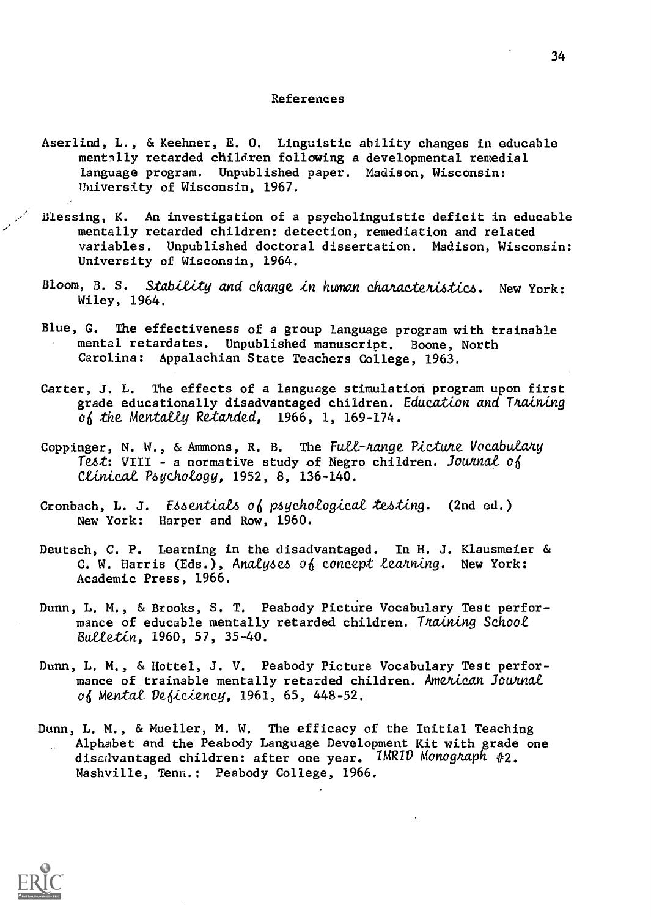## References

Aserlind, L., & Keehner, E. O. Linguistic ability changes in educable mentally retarded children following a developmental remedial language program. Unpublished paper. Madison, Wisconsin: University of Wisconsin, 1967.

Blessing, K. An investigation of a psycholinguistic deficit in educable mentally retarded children: detection, remediation and related variables. Unpublished doctoral dissertation. Madison, Wisconsin: University of Wisconsin, 1964.

Bloom, B. S. *Stability and change in human characteristics*. New York: Wiley, 1964.

Blue, G. The effectiveness of a group language program with trainable mental retardates. Unpublished manuscript. Boone, North Carolina: Appalachian State Teachers College, 1963.

Carter, J. L. The effects of a language stimulation program upon first grade educationally disadvantaged children. *Education and Training of the Mentally Retarded*, 1966, 1, 169-174.

Coppinger, N. W., & Ammons, R. B. The *Full-range Picture Vocabulary Test*: VIII - a normative study of Negro children. *Journal of Clinical Psychology*, 1952, 8, 136-140.

Cronbach, L. J. *Essentials of psychological testing*. (2nd ed.) New York: Harper and Row, 1960.

Deutsch, C. P. Learning in the disadvantaged. In H. J. Klausmeier & C. W. Harris (Eds.), *Analyses of concept learning*. New York: Academic Press, 1966.

Dunn, L. M., & Brooks, S. T. Peabody Picture Vocabulary Test performance of educable mentally retarded children. *Training School Bulletin*, 1960, 57, 35-40.

Dunn, L. M., & Hottel, J. V. Peabody Picture Vocabulary Test performance of trainable mentally retarded children. *American Journal of Mental Deficiency*, 1961, 65, 448-52.

Dunn, L. M., & Mueller, M. W. The efficacy of the Initial Teaching Alphabet and the Peabody Language Development Kit with grade one disadvantaged children: after one year. *IMRID Monograph #2*. Nashville, Tenn.: Peabody College, 1966.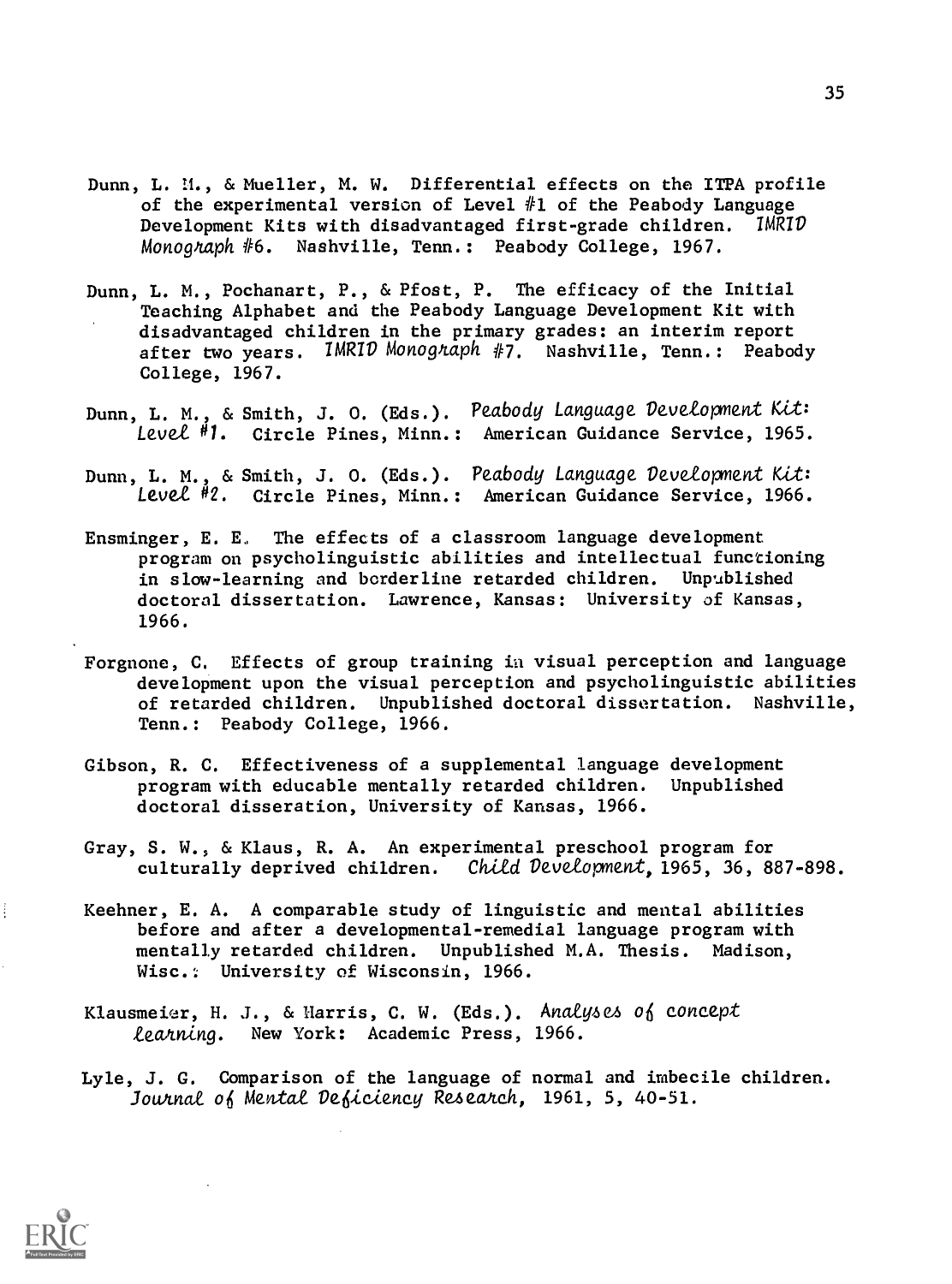Dunn, L. M., & Mueller, M. W. Differential effects on the ITPA profile of the experimental version of Level #1 of the Peabody Language Development Kits with disadvantaged first-grade children. *IMRID Monograph #6*. Nashville, Tenn.: Peabody College, 1967.

Dunn, L. M., Pochanart, P., & Pfost, P. The efficacy of the Initial Teaching Alphabet and the Peabody Language Development Kit with disadvantaged children in the primary grades: an interim report after two years. *IMRID Monograph #7*. Nashville, Tenn.: Peabody College, 1967.

Dunn, L. M., & Smith, J. O. (Eds.). *Peabody Language Development Kit: Level #1*. Circle Pines, Minn.: American Guidance Service, 1965.

Dunn, L. M., & Smith, J. O. (Eds.). *Peabody Language Development Kit: Level #2*. Circle Pines, Minn.: American Guidance Service, 1966.

Ensminger, E. E. The effects of a classroom language development program on psycholinguistic abilities and intellectual functioning in slow-learning and borderline retarded children. Unpublished doctoral dissertation. Lawrence, Kansas: University of Kansas, 1966.

Forgnone, C. Effects of group training in visual perception and language development upon the visual perception and psycholinguistic abilities of retarded children. Unpublished doctoral dissertation. Nashville, Tenn.: Peabody College, 1966.

Gibson, R. C. Effectiveness of a supplemental language development program with educable mentally retarded children. Unpublished doctoral disseration, University of Kansas, 1966.

Gray, S. W., & Klaus, R. A. An experimental preschool program for culturally deprived children. *Child Development*, 1965, 36, 887-898.

Keehner, E. A. A comparable study of linguistic and mental abilities before and after a developmental-remedial language program with mentally retarded children. Unpublished M.A. Thesis. Madison, Wisc.: University of Wisconsin, 1966.

Klausmeier, H. J., & Harris, C. W. (Eds.). *Analyses of concept learning*. New York: Academic Press, 1966.

Lyle, J. G. Comparison of the language of normal and imbecile children. *Journal of Mental Deficiency Research*, 1961, 5, 40-51.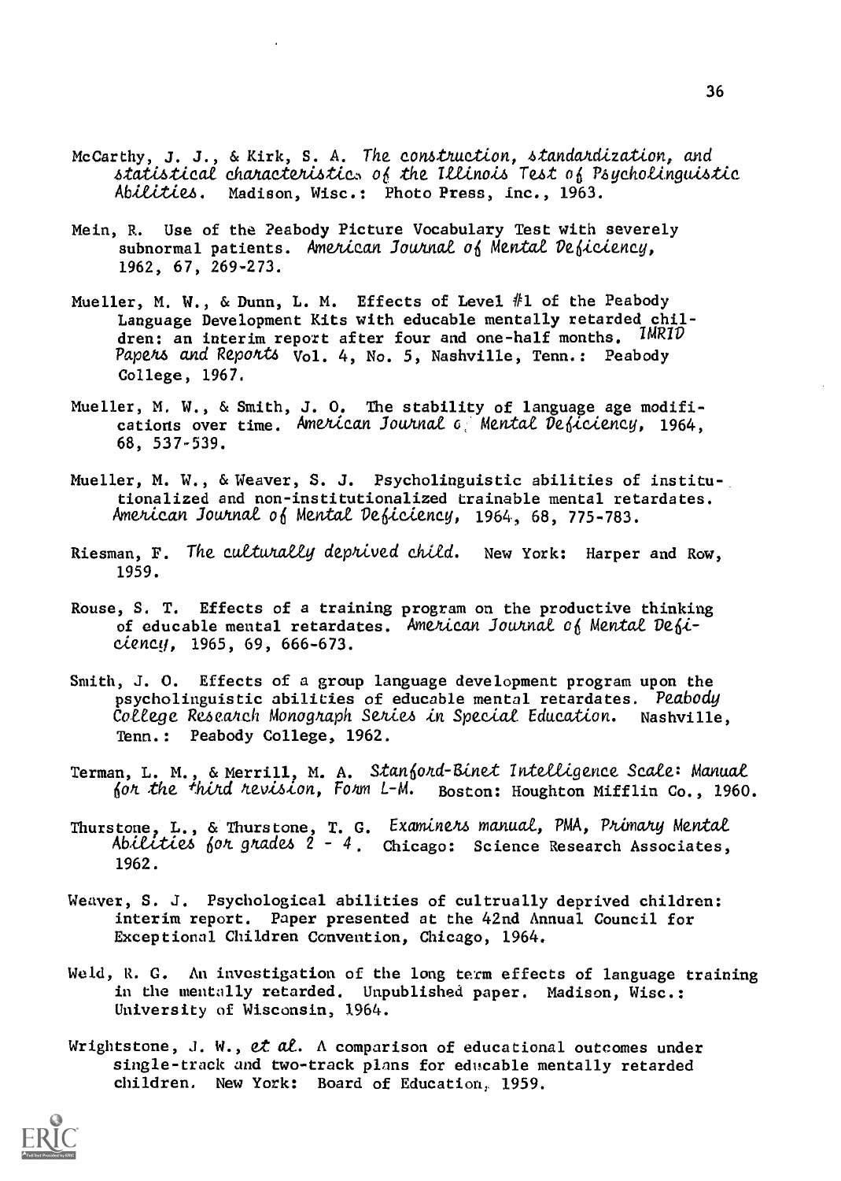McCarthy, J. J., & Kirk, S. A. *The construction, standardization, and statistical characteristics of the Illinois Test of Psycholinguistic Abilities.* Madison, Wisc.: Photo Press, Inc., 1963.

Mein, R. Use of the Peabody Picture Vocabulary Test with severely subnormal patients. *American Journal of Mental Deficiency,* 1962, 67, 269-273.

Mueller, M. W., & Dunn, L. M. Effects of Level #1 of the Peabody Language Development Kits with educable mentally retarded children: an interim report after four and one-half months. *IMRID Papers and Reports* Vol. 4, No. 5, Nashville, Tenn.: Peabody College, 1967.

Mueller, M. W., & Smith, J. O. The stability of language age modifications over time. *American Journal of Mental Deficiency,* 1964, 68, 537-539.

Mueller, M. W., & Weaver, S. J. Psycholinguistic abilities of institutionalized and non-institutionalized trainable mental retardates. *American Journal of Mental Deficiency,* 1964, 68, 775-783.

Riesman, F. *The culturally deprived child.* New York: Harper and Row, 1959.

Rouse, S. T. Effects of a training program on the productive thinking of educable mental retardates. *American Journal of Mental Deficiency,* 1965, 69, 666-673.

Smith, J. O. Effects of a group language development program upon the psycholinguistic abilities of educable mental retardates. *Peabody College Research Monograph Series in Special Education.* Nashville, Tenn.: Peabody College, 1962.

Terman, L. M., & Merrill, M. A. *Stanford-Binet Intelligence Scale: Manual for the third revision, Form L-M.* Boston: Houghton Mifflin Co., 1960.

Thurstone, L., & Thurstone, T. G. *Examiners manual, PMA, Primary Mental Abilities for grades 2 - 4.* Chicago: Science Research Associates, 1962.

Weaver, S. J. Psychological abilities of cultrually deprived children: interim report. Paper presented at the 42nd Annual Council for Exceptional Children Convention, Chicago, 1964.

Weld, R. G. An investigation of the long term effects of language training in the mentally retarded. Unpublished paper. Madison, Wisc.: University of Wisconsin, 1964.

Wrightstone, J. W., *et al.* A comparison of educational outcomes under single-track and two-track plans for educable mentally retarded children. New York: Board of Education, 1959.